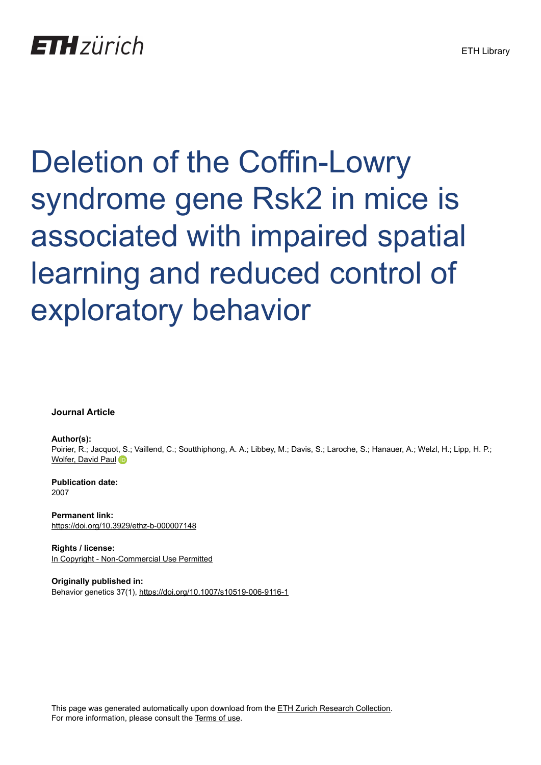ETH Library

# Deletion of the Coffin-Lowry syndrome gene Rsk2 in mice is associated with impaired spatial learning and reduced control of exploratory behavior

**Journal Article**

**Author(s):**
Poirier, R.; Jacquot, S.; Vaillend, C.; Soutthiphong, A. A.; Libbey, M.; Davis, S.; Laroche, S.; Hanauer, A.; Welzl, H.; Lipp, H. P.; Wolfer, David Paul

**Publication date:**
2007

**Permanent link:**
https://doi.org/10.3929/ethz-b-000007148

**Rights / license:**
In Copyright - Non-Commercial Use Permitted

**Originally published in:**
Behavior genetics 37(1), https://doi.org/10.1007/s10519-006-9116-1

This page was generated automatically upon download from the ETH Zurich Research Collection.
For more information, please consult the Terms of use.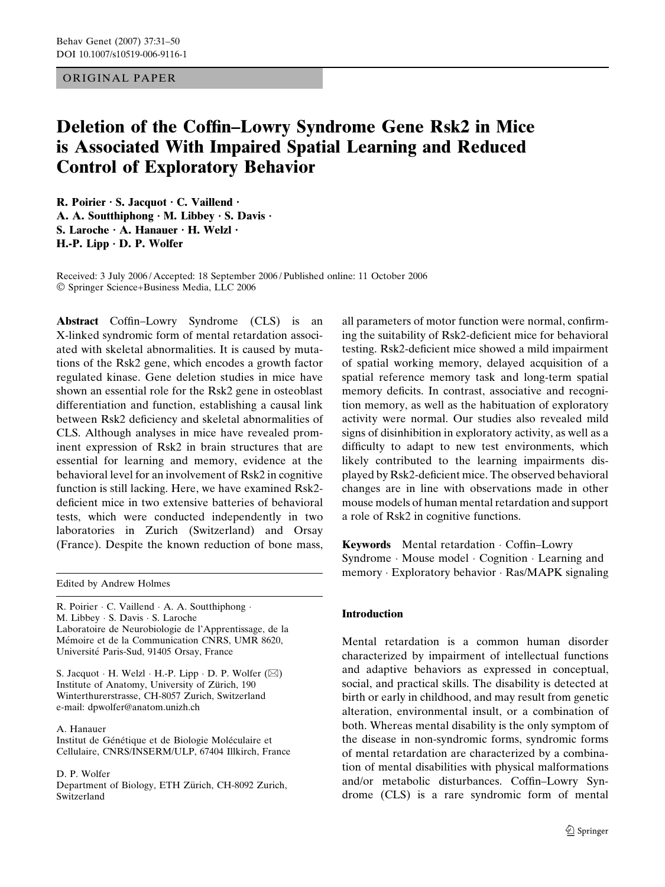ORIGINAL PAPER

# Deletion of the Coffin–Lowry Syndrome Gene Rsk2 in Mice is Associated With Impaired Spatial Learning and Reduced Control of Exploratory Behavior

**R. Poirier · S. Jacquot · C. Vaillend · A. A. Soutthiphong · M. Libbey · S. Davis · S. Laroche · A. Hanauer · H. Welzl · H.-P. Lipp · D. P. Wolfer**

Received: 3 July 2006 / Accepted: 18 September 2006 / Published online: 11 October 2006
© Springer Science+Business Media, LLC 2006

**Abstract** Coffin–Lowry Syndrome (CLS) is an X-linked syndromic form of mental retardation associated with skeletal abnormalities. It is caused by mutations of the Rsk2 gene, which encodes a growth factor regulated kinase. Gene deletion studies in mice have shown an essential role for the Rsk2 gene in osteoblast differentiation and function, establishing a causal link between Rsk2 deficiency and skeletal abnormalities of CLS. Although analyses in mice have revealed prominent expression of Rsk2 in brain structures that are essential for learning and memory, evidence at the behavioral level for an involvement of Rsk2 in cognitive function is still lacking. Here, we have examined Rsk2-deficient mice in two extensive batteries of behavioral tests, which were conducted independently in two laboratories in Zurich (Switzerland) and Orsay (France). Despite the known reduction of bone mass, all parameters of motor function were normal, confirming the suitability of Rsk2-deficient mice for behavioral testing. Rsk2-deficient mice showed a mild impairment of spatial working memory, delayed acquisition of a spatial reference memory task and long-term spatial memory deficits. In contrast, associative and recognition memory, as well as the habituation of exploratory activity were normal. Our studies also revealed mild signs of disinhibition in exploratory activity, as well as a difficulty to adapt to new test environments, which likely contributed to the learning impairments displayed by Rsk2-deficient mice. The observed behavioral changes are in line with observations made in other mouse models of human mental retardation and support a role of Rsk2 in cognitive functions.

**Keywords** Mental retardation · Coffin–Lowry Syndrome · Mouse model · Cognition · Learning and memory · Exploratory behavior · Ras/MAPK signaling

Edited by Andrew Holmes

R. Poirier · C. Vaillend · A. A. Soutthiphong · M. Libbey · S. Davis · S. Laroche
Laboratoire de Neurobiologie de l'Apprentissage, de la Mémoire et de la Communication CNRS, UMR 8620, Université Paris-Sud, 91405 Orsay, France

S. Jacquot · H. Welzl · H.-P. Lipp · D. P. Wolfer (✉)
Institute of Anatomy, University of Zürich, 190 Winterthurerstrasse, CH-8057 Zurich, Switzerland
e-mail: dpwolfer@anatom.unizh.ch

A. Hanauer
Institut de Génétique et de Biologie Moléculaire et Cellulaire, CNRS/INSERM/ULP, 67404 Illkirch, France

D. P. Wolfer
Department of Biology, ETH Zürich, CH-8092 Zurich, Switzerland

## Introduction

Mental retardation is a common human disorder characterized by impairment of intellectual functions and adaptive behaviors as expressed in conceptual, social, and practical skills. The disability is detected at birth or early in childhood, and may result from genetic alteration, environmental insult, or a combination of both. Whereas mental disability is the only symptom of the disease in non-syndromic forms, syndromic forms of mental retardation are characterized by a combination of mental disabilities with physical malformations and/or metabolic disturbances. Coffin–Lowry Syndrome (CLS) is a rare syndromic form of mental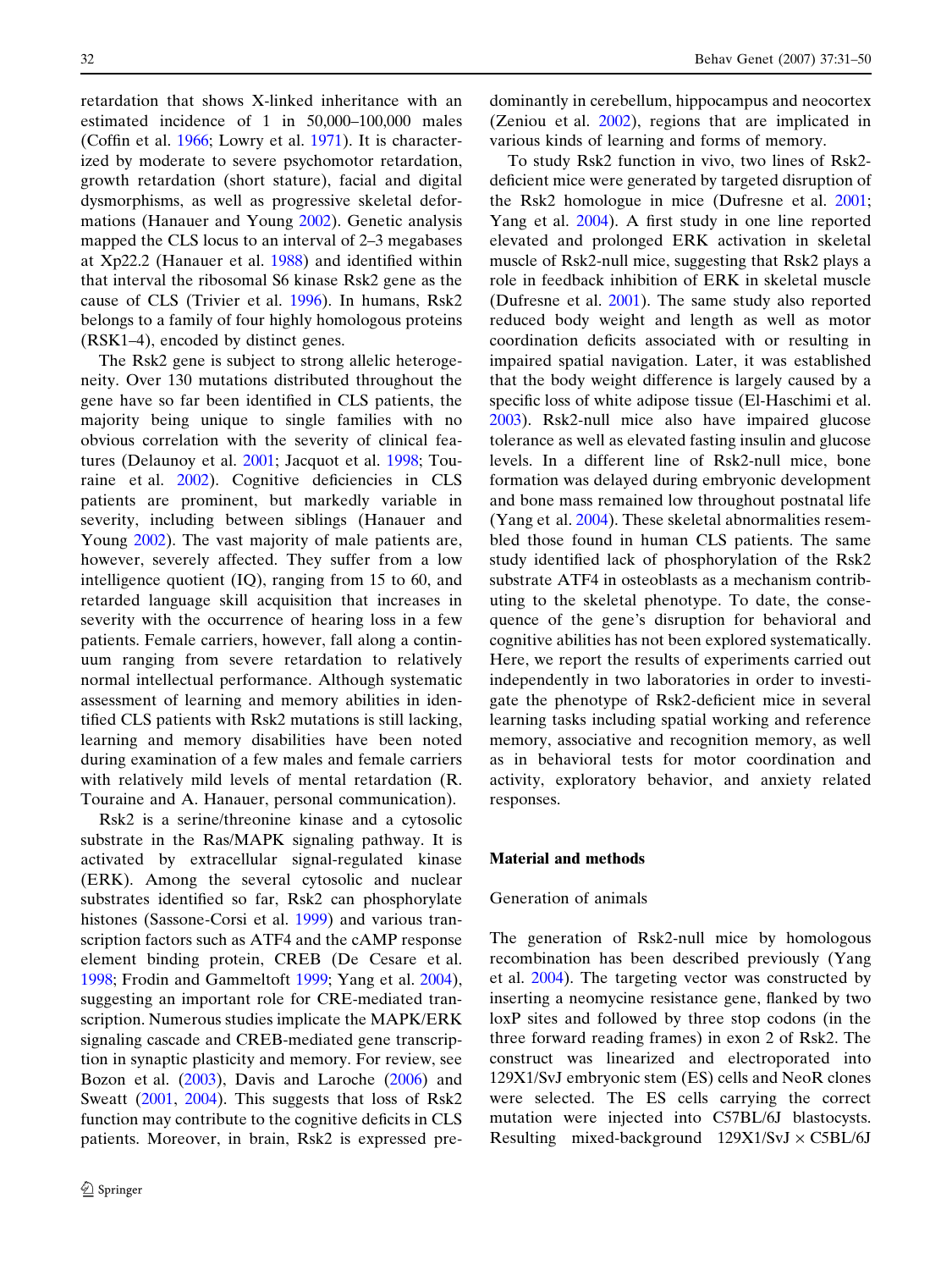retardation that shows X-linked inheritance with an estimated incidence of 1 in 50,000–100,000 males (Coffin et al. 1966; Lowry et al. 1971). It is characterized by moderate to severe psychomotor retardation, growth retardation (short stature), facial and digital dysmorphisms, as well as progressive skeletal deformations (Hanauer and Young 2002). Genetic analysis mapped the CLS locus to an interval of 2–3 megabases at Xp22.2 (Hanauer et al. 1988) and identified within that interval the ribosomal S6 kinase Rsk2 gene as the cause of CLS (Trivier et al. 1996). In humans, Rsk2 belongs to a family of four highly homologous proteins (RSK1–4), encoded by distinct genes.

The Rsk2 gene is subject to strong allelic heterogeneity. Over 130 mutations distributed throughout the gene have so far been identified in CLS patients, the majority being unique to single families with no obvious correlation with the severity of clinical features (Delaunoy et al. 2001; Jacquot et al. 1998; Touraine et al. 2002). Cognitive deficiencies in CLS patients are prominent, but markedly variable in severity, including between siblings (Hanauer and Young 2002). The vast majority of male patients are, however, severely affected. They suffer from a low intelligence quotient (IQ), ranging from 15 to 60, and retarded language skill acquisition that increases in severity with the occurrence of hearing loss in a few patients. Female carriers, however, fall along a continuum ranging from severe retardation to relatively normal intellectual performance. Although systematic assessment of learning and memory abilities in identified CLS patients with Rsk2 mutations is still lacking, learning and memory disabilities have been noted during examination of a few males and female carriers with relatively mild levels of mental retardation (R. Touraine and A. Hanauer, personal communication).

Rsk2 is a serine/threonine kinase and a cytosolic substrate in the Ras/MAPK signaling pathway. It is activated by extracellular signal-regulated kinase (ERK). Among the several cytosolic and nuclear substrates identified so far, Rsk2 can phosphorylate histones (Sassone-Corsi et al. 1999) and various transcription factors such as ATF4 and the cAMP response element binding protein, CREB (De Cesare et al. 1998; Frodin and Gammeltoft 1999; Yang et al. 2004), suggesting an important role for CRE-mediated transcription. Numerous studies implicate the MAPK/ERK signaling cascade and CREB-mediated gene transcription in synaptic plasticity and memory. For review, see Bozon et al. (2003), Davis and Laroche (2006) and Sweatt (2001, 2004). This suggests that loss of Rsk2 function may contribute to the cognitive deficits in CLS patients. Moreover, in brain, Rsk2 is expressed predominantly in cerebellum, hippocampus and neocortex (Zeniou et al. 2002), regions that are implicated in various kinds of learning and forms of memory.

To study Rsk2 function in vivo, two lines of Rsk2-deficient mice were generated by targeted disruption of the Rsk2 homologue in mice (Dufresne et al. 2001; Yang et al. 2004). A first study in one line reported elevated and prolonged ERK activation in skeletal muscle of Rsk2-null mice, suggesting that Rsk2 plays a role in feedback inhibition of ERK in skeletal muscle (Dufresne et al. 2001). The same study also reported reduced body weight and length as well as motor coordination deficits associated with or resulting in impaired spatial navigation. Later, it was established that the body weight difference is largely caused by a specific loss of white adipose tissue (El-Haschimi et al. 2003). Rsk2-null mice also have impaired glucose tolerance as well as elevated fasting insulin and glucose levels. In a different line of Rsk2-null mice, bone formation was delayed during embryonic development and bone mass remained low throughout postnatal life (Yang et al. 2004). These skeletal abnormalities resembled those found in human CLS patients. The same study identified lack of phosphorylation of the Rsk2 substrate ATF4 in osteoblasts as a mechanism contributing to the skeletal phenotype. To date, the consequence of the gene's disruption for behavioral and cognitive abilities has not been explored systematically. Here, we report the results of experiments carried out independently in two laboratories in order to investigate the phenotype of Rsk2-deficient mice in several learning tasks including spatial working and reference memory, associative and recognition memory, as well as in behavioral tests for motor coordination and activity, exploratory behavior, and anxiety related responses.

## Material and methods

### Generation of animals

The generation of Rsk2-null mice by homologous recombination has been described previously (Yang et al. 2004). The targeting vector was constructed by inserting a neomycine resistance gene, flanked by two loxP sites and followed by three stop codons (in the three forward reading frames) in exon 2 of Rsk2. The construct was linearized and electroporated into 129X1/SvJ embryonic stem (ES) cells and NeoR clones were selected. The ES cells carrying the correct mutation were injected into C57BL/6J blastocysts. Resulting mixed-background 129X1/SvJ × C5BL/6J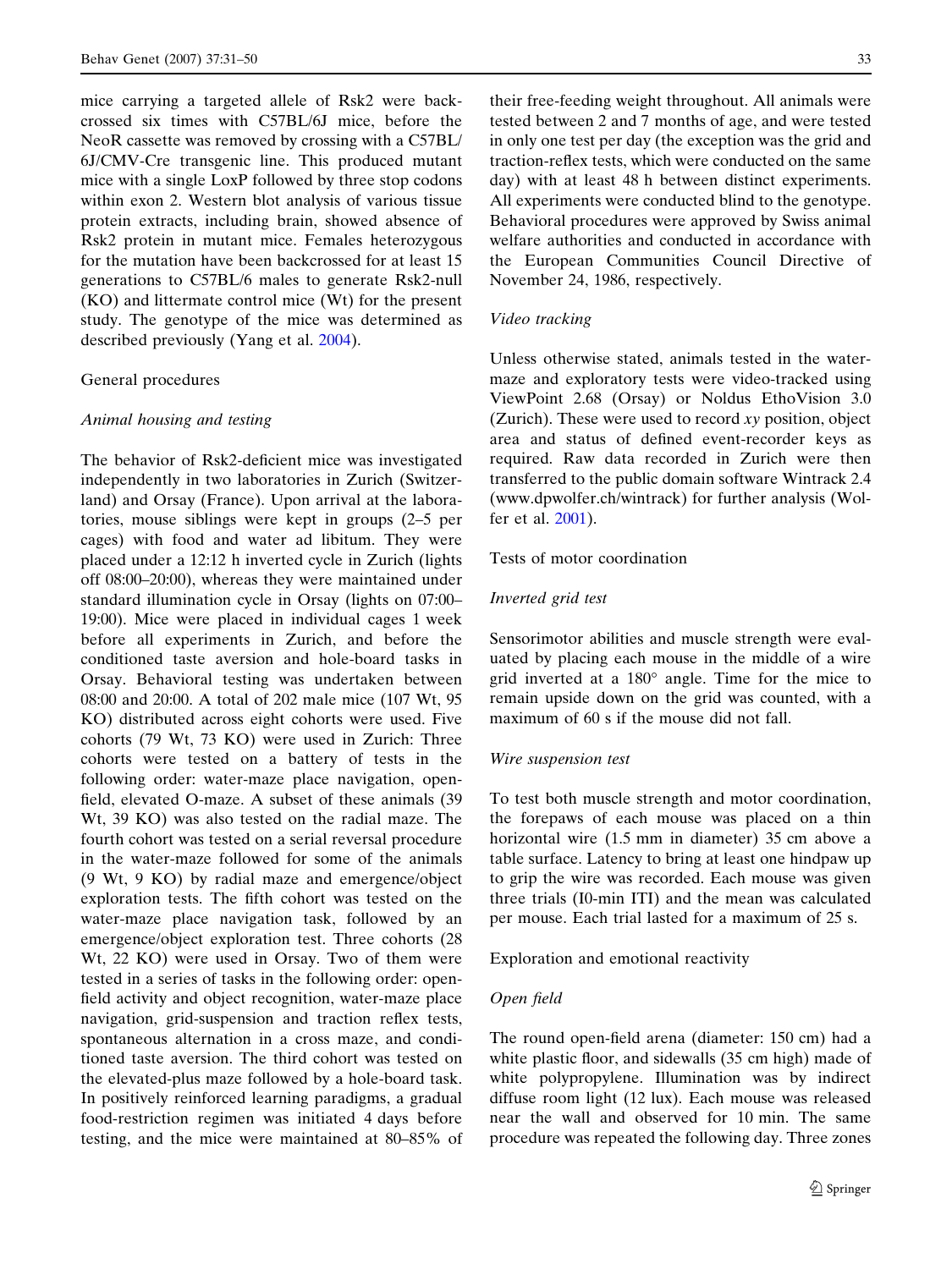mice carrying a targeted allele of Rsk2 were backcrossed six times with C57BL/6J mice, before the NeoR cassette was removed by crossing with a C57BL/6J/CMV-Cre transgenic line. This produced mutant mice with a single LoxP followed by three stop codons within exon 2. Western blot analysis of various tissue protein extracts, including brain, showed absence of Rsk2 protein in mutant mice. Females heterozygous for the mutation have been backcrossed for at least 15 generations to C57BL/6 males to generate Rsk2-null (KO) and littermate control mice (Wt) for the present study. The genotype of the mice was determined as described previously (Yang et al. 2004).

## General procedures

### *Animal housing and testing*

The behavior of Rsk2-deficient mice was investigated independently in two laboratories in Zurich (Switzerland) and Orsay (France). Upon arrival at the laboratories, mouse siblings were kept in groups (2–5 per cages) with food and water ad libitum. They were placed under a 12:12 h inverted cycle in Zurich (lights off 08:00–20:00), whereas they were maintained under standard illumination cycle in Orsay (lights on 07:00–19:00). Mice were placed in individual cages 1 week before all experiments in Zurich, and before the conditioned taste aversion and hole-board tasks in Orsay. Behavioral testing was undertaken between 08:00 and 20:00. A total of 202 male mice (107 Wt, 95 KO) distributed across eight cohorts were used. Five cohorts (79 Wt, 73 KO) were used in Zurich: Three cohorts were tested on a battery of tests in the following order: water-maze place navigation, open-field, elevated O-maze. A subset of these animals (39 Wt, 39 KO) was also tested on the radial maze. The fourth cohort was tested on a serial reversal procedure in the water-maze followed for some of the animals (9 Wt, 9 KO) by radial maze and emergence/object exploration tests. The fifth cohort was tested on the water-maze place navigation task, followed by an emergence/object exploration test. Three cohorts (28 Wt, 22 KO) were used in Orsay. Two of them were tested in a series of tasks in the following order: open-field activity and object recognition, water-maze place navigation, grid-suspension and traction reflex tests, spontaneous alternation in a cross maze, and conditioned taste aversion. The third cohort was tested on the elevated-plus maze followed by a hole-board task. In positively reinforced learning paradigms, a gradual food-restriction regimen was initiated 4 days before testing, and the mice were maintained at 80–85% of their free-feeding weight throughout. All animals were tested between 2 and 7 months of age, and were tested in only one test per day (the exception was the grid and traction-reflex tests, which were conducted on the same day) with at least 48 h between distinct experiments. All experiments were conducted blind to the genotype. Behavioral procedures were approved by Swiss animal welfare authorities and conducted in accordance with the European Communities Council Directive of November 24, 1986, respectively.

### *Video tracking*

Unless otherwise stated, animals tested in the water-maze and exploratory tests were video-tracked using ViewPoint 2.68 (Orsay) or Noldus EthoVision 3.0 (Zurich). These were used to record *xy* position, object area and status of defined event-recorder keys as required. Raw data recorded in Zurich were then transferred to the public domain software Wintrack 2.4 (www.dpwolfer.ch/wintrack) for further analysis (Wolfer et al. 2001).

## Tests of motor coordination

### *Inverted grid test*

Sensorimotor abilities and muscle strength were evaluated by placing each mouse in the middle of a wire grid inverted at a 180° angle. Time for the mice to remain upside down on the grid was counted, with a maximum of 60 s if the mouse did not fall.

### *Wire suspension test*

To test both muscle strength and motor coordination, the forepaws of each mouse was placed on a thin horizontal wire (1.5 mm in diameter) 35 cm above a table surface. Latency to bring at least one hindpaw up to grip the wire was recorded. Each mouse was given three trials (I0-min ITI) and the mean was calculated per mouse. Each trial lasted for a maximum of 25 s.

## Exploration and emotional reactivity

### *Open field*

The round open-field arena (diameter: 150 cm) had a white plastic floor, and sidewalls (35 cm high) made of white polypropylene. Illumination was by indirect diffuse room light (12 lux). Each mouse was released near the wall and observed for 10 min. The same procedure was repeated the following day. Three zones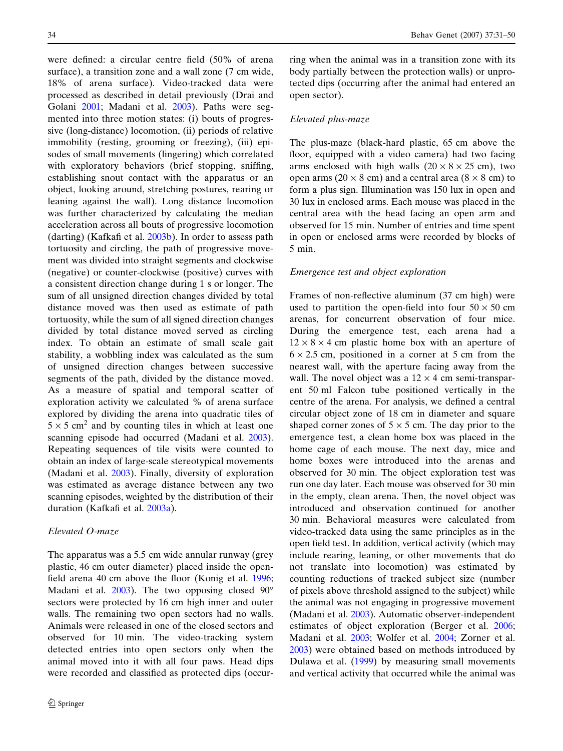were defined: a circular centre field (50% of arena surface), a transition zone and a wall zone (7 cm wide, 18% of arena surface). Video-tracked data were processed as described in detail previously (Drai and Golani 2001; Madani et al. 2003). Paths were segmented into three motion states: (i) bouts of progressive (long-distance) locomotion, (ii) periods of relative immobility (resting, grooming or freezing), (iii) episodes of small movements (lingering) which correlated with exploratory behaviors (brief stopping, sniffing, establishing snout contact with the apparatus or an object, looking around, stretching postures, rearing or leaning against the wall). Long distance locomotion was further characterized by calculating the median acceleration across all bouts of progressive locomotion (darting) (Kafkafi et al. 2003b). In order to assess path tortuosity and circling, the path of progressive movement was divided into straight segments and clockwise (negative) or counter-clockwise (positive) curves with a consistent direction change during 1 s or longer. The sum of all unsigned direction changes divided by total distance moved was then used as estimate of path tortuosity, while the sum of all signed direction changes divided by total distance moved served as circling index. To obtain an estimate of small scale gait stability, a wobbling index was calculated as the sum of unsigned direction changes between successive segments of the path, divided by the distance moved. As a measure of spatial and temporal scatter of exploration activity we calculated % of arena surface explored by dividing the arena into quadratic tiles of $5 \times 5$ cm$^2$ and by counting tiles in which at least one scanning episode had occurred (Madani et al. 2003). Repeating sequences of tile visits were counted to obtain an index of large-scale stereotypical movements (Madani et al. 2003). Finally, diversity of exploration was estimated as average distance between any two scanning episodes, weighted by the distribution of their duration (Kafkafi et al. 2003a).

*Elevated O-maze*

The apparatus was a 5.5 cm wide annular runway (grey plastic, 46 cm outer diameter) placed inside the open-field arena 40 cm above the floor (Konig et al. 1996; Madani et al. 2003). The two opposing closed 90° sectors were protected by 16 cm high inner and outer walls. The remaining two open sectors had no walls. Animals were released in one of the closed sectors and observed for 10 min. The video-tracking system detected entries into open sectors only when the animal moved into it with all four paws. Head dips were recorded and classified as protected dips (occurring when the animal was in a transition zone with its body partially between the protection walls) or unprotected dips (occurring after the animal had entered an open sector).

*Elevated plus-maze*

The plus-maze (black-hard plastic, 65 cm above the floor, equipped with a video camera) had two facing arms enclosed with high walls ($20 \times 8 \times 25$ cm), two open arms ($20 \times 8$ cm) and a central area ($8 \times 8$ cm) to form a plus sign. Illumination was 150 lux in open and 30 lux in enclosed arms. Each mouse was placed in the central area with the head facing an open arm and observed for 15 min. Number of entries and time spent in open or enclosed arms were recorded by blocks of 5 min.

*Emergence test and object exploration*

Frames of non-reflective aluminum (37 cm high) were used to partition the open-field into four $50 \times 50$ cm arenas, for concurrent observation of four mice. During the emergence test, each arena had a $12 \times 8 \times 4$ cm plastic home box with an aperture of $6 \times 2.5$ cm, positioned in a corner at 5 cm from the nearest wall, with the aperture facing away from the wall. The novel object was a $12 \times 4$ cm semi-transparent 50 ml Falcon tube positioned vertically in the centre of the arena. For analysis, we defined a central circular object zone of 18 cm in diameter and square shaped corner zones of $5 \times 5$ cm. The day prior to the emergence test, a clean home box was placed in the home cage of each mouse. The next day, mice and home boxes were introduced into the arenas and observed for 30 min. The object exploration test was run one day later. Each mouse was observed for 30 min in the empty, clean arena. Then, the novel object was introduced and observation continued for another 30 min. Behavioral measures were calculated from video-tracked data using the same principles as in the open field test. In addition, vertical activity (which may include rearing, leaning, or other movements that do not translate into locomotion) was estimated by counting reductions of tracked subject size (number of pixels above threshold assigned to the subject) while the animal was not engaging in progressive movement (Madani et al. 2003). Automatic observer-independent estimates of object exploration (Berger et al. 2006; Madani et al. 2003; Wolfer et al. 2004; Zorner et al. 2003) were obtained based on methods introduced by Dulawa et al. (1999) by measuring small movements and vertical activity that occurred while the animal was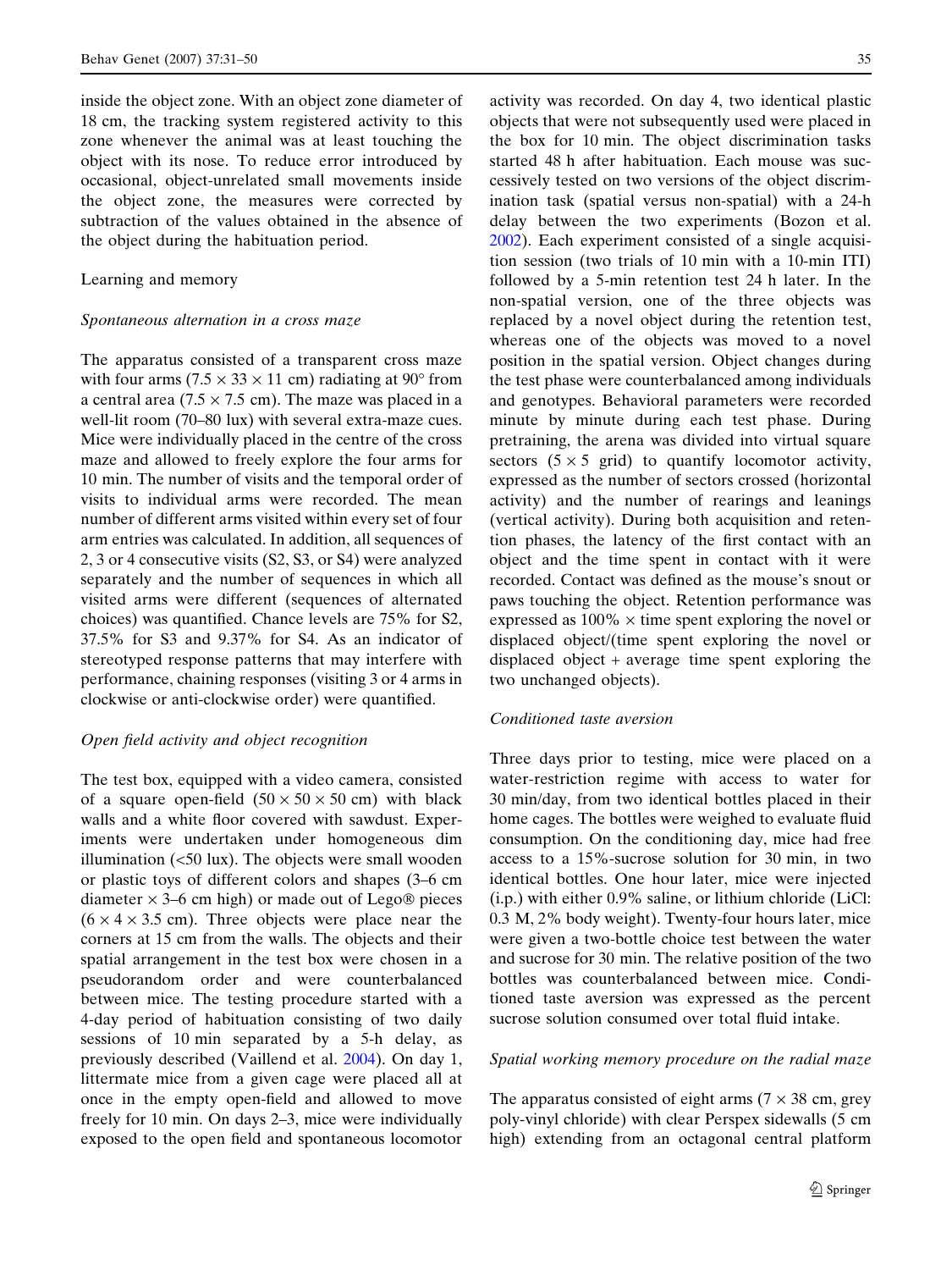inside the object zone. With an object zone diameter of 18 cm, the tracking system registered activity to this zone whenever the animal was at least touching the object with its nose. To reduce error introduced by occasional, object-unrelated small movements inside the object zone, the measures were corrected by subtraction of the values obtained in the absence of the object during the habituation period.

## Learning and memory

### *Spontaneous alternation in a cross maze*

The apparatus consisted of a transparent cross maze with four arms ($7.5 \times 33 \times 11$ cm) radiating at 90° from a central area ($7.5 \times 7.5$ cm). The maze was placed in a well-lit room (70–80 lux) with several extra-maze cues. Mice were individually placed in the centre of the cross maze and allowed to freely explore the four arms for 10 min. The number of visits and the temporal order of visits to individual arms were recorded. The mean number of different arms visited within every set of four arm entries was calculated. In addition, all sequences of 2, 3 or 4 consecutive visits (S2, S3, or S4) were analyzed separately and the number of sequences in which all visited arms were different (sequences of alternated choices) was quantified. Chance levels are 75% for S2, 37.5% for S3 and 9.37% for S4. As an indicator of stereotyped response patterns that may interfere with performance, chaining responses (visiting 3 or 4 arms in clockwise or anti-clockwise order) were quantified.

### *Open field activity and object recognition*

The test box, equipped with a video camera, consisted of a square open-field ($50 \times 50 \times 50$ cm) with black walls and a white floor covered with sawdust. Experiments were undertaken under homogeneous dim illumination (<50 lux). The objects were small wooden or plastic toys of different colors and shapes (3–6 cm diameter × 3–6 cm high) or made out of Lego® pieces ($6 \times 4 \times 3.5$ cm). Three objects were place near the corners at 15 cm from the walls. The objects and their spatial arrangement in the test box were chosen in a pseudorandom order and were counterbalanced between mice. The testing procedure started with a 4-day period of habituation consisting of two daily sessions of 10 min separated by a 5-h delay, as previously described (Vaillend et al. 2004). On day 1, littermate mice from a given cage were placed all at once in the empty open-field and allowed to move freely for 10 min. On days 2–3, mice were individually exposed to the open field and spontaneous locomotor activity was recorded. On day 4, two identical plastic objects that were not subsequently used were placed in the box for 10 min. The object discrimination tasks started 48 h after habituation. Each mouse was successively tested on two versions of the object discrimination task (spatial versus non-spatial) with a 24-h delay between the two experiments (Bozon et al. 2002). Each experiment consisted of a single acquisition session (two trials of 10 min with a 10-min ITI) followed by a 5-min retention test 24 h later. In the non-spatial version, one of the three objects was replaced by a novel object during the retention test, whereas one of the objects was moved to a novel position in the spatial version. Object changes during the test phase were counterbalanced among individuals and genotypes. Behavioral parameters were recorded minute by minute during each test phase. During pretraining, the arena was divided into virtual square sectors ($5 \times 5$ grid) to quantify locomotor activity, expressed as the number of sectors crossed (horizontal activity) and the number of rearings and leanings (vertical activity). During both acquisition and retention phases, the latency of the first contact with an object and the time spent in contact with it were recorded. Contact was defined as the mouse's snout or paws touching the object. Retention performance was expressed as 100% × time spent exploring the novel or displaced object/(time spent exploring the novel or displaced object + average time spent exploring the two unchanged objects).

### *Conditioned taste aversion*

Three days prior to testing, mice were placed on a water-restriction regime with access to water for 30 min/day, from two identical bottles placed in their home cages. The bottles were weighed to evaluate fluid consumption. On the conditioning day, mice had free access to a 15%-sucrose solution for 30 min, in two identical bottles. One hour later, mice were injected (i.p.) with either 0.9% saline, or lithium chloride (LiCl: 0.3 M, 2% body weight). Twenty-four hours later, mice were given a two-bottle choice test between the water and sucrose for 30 min. The relative position of the two bottles was counterbalanced between mice. Conditioned taste aversion was expressed as the percent sucrose solution consumed over total fluid intake.

### *Spatial working memory procedure on the radial maze*

The apparatus consisted of eight arms ($7 \times 38$ cm, grey poly-vinyl chloride) with clear Perspex sidewalls (5 cm high) extending from an octagonal central platform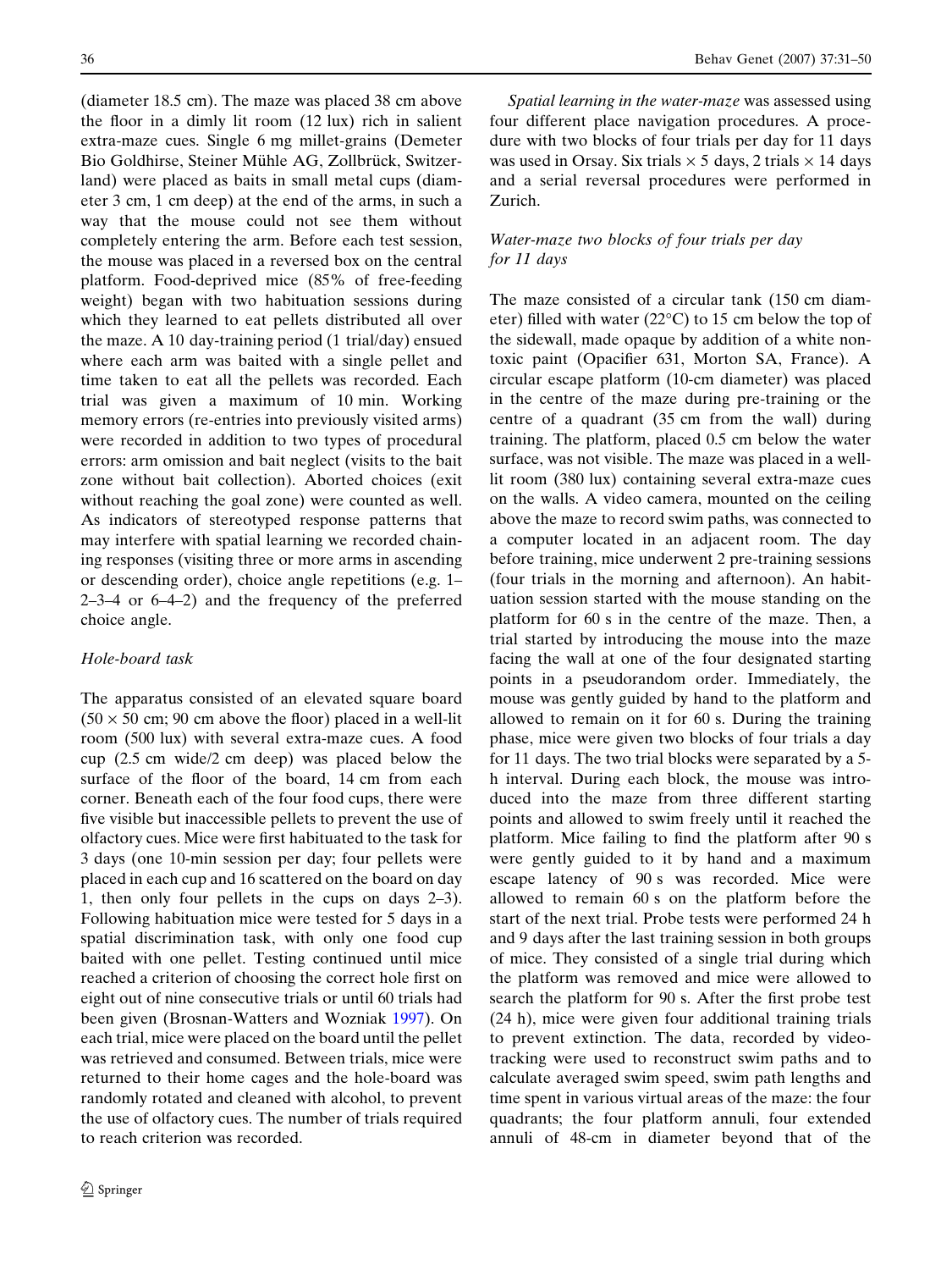(diameter 18.5 cm). The maze was placed 38 cm above the floor in a dimly lit room (12 lux) rich in salient extra-maze cues. Single 6 mg millet-grains (Demeter Bio Goldhirse, Steiner Mühle AG, Zollbrück, Switzerland) were placed as baits in small metal cups (diameter 3 cm, 1 cm deep) at the end of the arms, in such a way that the mouse could not see them without completely entering the arm. Before each test session, the mouse was placed in a reversed box on the central platform. Food-deprived mice (85% of free-feeding weight) began with two habituation sessions during which they learned to eat pellets distributed all over the maze. A 10 day-training period (1 trial/day) ensued where each arm was baited with a single pellet and time taken to eat all the pellets was recorded. Each trial was given a maximum of 10 min. Working memory errors (re-entries into previously visited arms) were recorded in addition to two types of procedural errors: arm omission and bait neglect (visits to the bait zone without bait collection). Aborted choices (exit without reaching the goal zone) were counted as well. As indicators of stereotyped response patterns that may interfere with spatial learning we recorded chaining responses (visiting three or more arms in ascending or descending order), choice angle repetitions (e.g. 1–2–3–4 or 6–4–2) and the frequency of the preferred choice angle.

### *Hole-board task*

The apparatus consisted of an elevated square board (50 × 50 cm; 90 cm above the floor) placed in a well-lit room (500 lux) with several extra-maze cues. A food cup (2.5 cm wide/2 cm deep) was placed below the surface of the floor of the board, 14 cm from each corner. Beneath each of the four food cups, there were five visible but inaccessible pellets to prevent the use of olfactory cues. Mice were first habituated to the task for 3 days (one 10-min session per day; four pellets were placed in each cup and 16 scattered on the board on day 1, then only four pellets in the cups on days 2–3). Following habituation mice were tested for 5 days in a spatial discrimination task, with only one food cup baited with one pellet. Testing continued until mice reached a criterion of choosing the correct hole first on eight out of nine consecutive trials or until 60 trials had been given (Brosnan-Watters and Wozniak 1997). On each trial, mice were placed on the board until the pellet was retrieved and consumed. Between trials, mice were returned to their home cages and the hole-board was randomly rotated and cleaned with alcohol, to prevent the use of olfactory cues. The number of trials required to reach criterion was recorded.

*Spatial learning in the water-maze* was assessed using four different place navigation procedures. A procedure with two blocks of four trials per day for 11 days was used in Orsay. Six trials × 5 days, 2 trials × 14 days and a serial reversal procedures were performed in Zurich.

### *Water-maze two blocks of four trials per day for 11 days*

The maze consisted of a circular tank (150 cm diameter) filled with water (22°C) to 15 cm below the top of the sidewall, made opaque by addition of a white non-toxic paint (Opacifier 631, Morton SA, France). A circular escape platform (10-cm diameter) was placed in the centre of the maze during pre-training or the centre of a quadrant (35 cm from the wall) during training. The platform, placed 0.5 cm below the water surface, was not visible. The maze was placed in a well-lit room (380 lux) containing several extra-maze cues on the walls. A video camera, mounted on the ceiling above the maze to record swim paths, was connected to a computer located in an adjacent room. The day before training, mice underwent 2 pre-training sessions (four trials in the morning and afternoon). An habituation session started with the mouse standing on the platform for 60 s in the centre of the maze. Then, a trial started by introducing the mouse into the maze facing the wall at one of the four designated starting points in a pseudorandom order. Immediately, the mouse was gently guided by hand to the platform and allowed to remain on it for 60 s. During the training phase, mice were given two blocks of four trials a day for 11 days. The two trial blocks were separated by a 5-h interval. During each block, the mouse was introduced into the maze from three different starting points and allowed to swim freely until it reached the platform. Mice failing to find the platform after 90 s were gently guided to it by hand and a maximum escape latency of 90 s was recorded. Mice were allowed to remain 60 s on the platform before the start of the next trial. Probe tests were performed 24 h and 9 days after the last training session in both groups of mice. They consisted of a single trial during which the platform was removed and mice were allowed to search the platform for 90 s. After the first probe test (24 h), mice were given four additional training trials to prevent extinction. The data, recorded by video-tracking were used to reconstruct swim paths and to calculate averaged swim speed, swim path lengths and time spent in various virtual areas of the maze: the four quadrants; the four platform annuli, four extended annuli of 48-cm in diameter beyond that of the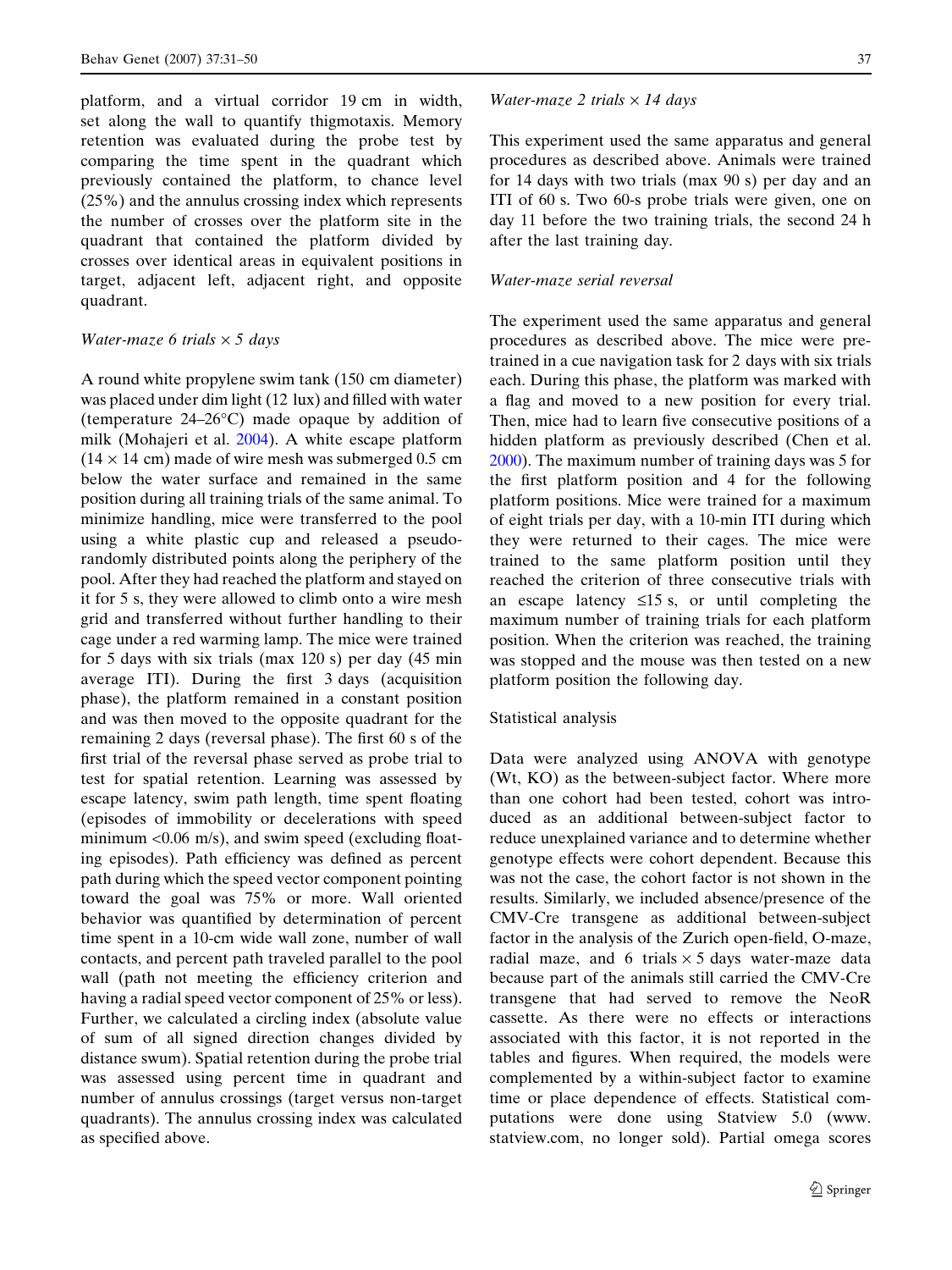platform, and a virtual corridor 19 cm in width, set along the wall to quantify thigmotaxis. Memory retention was evaluated during the probe test by comparing the time spent in the quadrant which previously contained the platform, to chance level (25%) and the annulus crossing index which represents the number of crosses over the platform site in the quadrant that contained the platform divided by crosses over identical areas in equivalent positions in target, adjacent left, adjacent right, and opposite quadrant.

*Water-maze 6 trials × 5 days*

A round white propylene swim tank (150 cm diameter) was placed under dim light (12 lux) and filled with water (temperature 24–26°C) made opaque by addition of milk (Mohajeri et al. 2004). A white escape platform (14 × 14 cm) made of wire mesh was submerged 0.5 cm below the water surface and remained in the same position during all training trials of the same animal. To minimize handling, mice were transferred to the pool using a white plastic cup and released a pseudo-randomly distributed points along the periphery of the pool. After they had reached the platform and stayed on it for 5 s, they were allowed to climb onto a wire mesh grid and transferred without further handling to their cage under a red warming lamp. The mice were trained for 5 days with six trials (max 120 s) per day (45 min average ITI). During the first 3 days (acquisition phase), the platform remained in a constant position and was then moved to the opposite quadrant for the remaining 2 days (reversal phase). The first 60 s of the first trial of the reversal phase served as probe trial to test for spatial retention. Learning was assessed by escape latency, swim path length, time spent floating (episodes of immobility or decelerations with speed minimum <0.06 m/s), and swim speed (excluding floating episodes). Path efficiency was defined as percent path during which the speed vector component pointing toward the goal was 75% or more. Wall oriented behavior was quantified by determination of percent time spent in a 10-cm wide wall zone, number of wall contacts, and percent path traveled parallel to the pool wall (path not meeting the efficiency criterion and having a radial speed vector component of 25% or less). Further, we calculated a circling index (absolute value of sum of all signed direction changes divided by distance swum). Spatial retention during the probe trial was assessed using percent time in quadrant and number of annulus crossings (target versus non-target quadrants). The annulus crossing index was calculated as specified above.

*Water-maze 2 trials × 14 days*

This experiment used the same apparatus and general procedures as described above. Animals were trained for 14 days with two trials (max 90 s) per day and an ITI of 60 s. Two 60-s probe trials were given, one on day 11 before the two training trials, the second 24 h after the last training day.

*Water-maze serial reversal*

The experiment used the same apparatus and general procedures as described above. The mice were pre-trained in a cue navigation task for 2 days with six trials each. During this phase, the platform was marked with a flag and moved to a new position for every trial. Then, mice had to learn five consecutive positions of a hidden platform as previously described (Chen et al. 2000). The maximum number of training days was 5 for the first platform position and 4 for the following platform positions. Mice were trained for a maximum of eight trials per day, with a 10-min ITI during which they were returned to their cages. The mice were trained to the same platform position until they reached the criterion of three consecutive trials with an escape latency ≤15 s, or until completing the maximum number of training trials for each platform position. When the criterion was reached, the training was stopped and the mouse was then tested on a new platform position the following day.

Statistical analysis

Data were analyzed using ANOVA with genotype (Wt, KO) as the between-subject factor. Where more than one cohort had been tested, cohort was introduced as an additional between-subject factor to reduce unexplained variance and to determine whether genotype effects were cohort dependent. Because this was not the case, the cohort factor is not shown in the results. Similarly, we included absence/presence of the CMV-Cre transgene as additional between-subject factor in the analysis of the Zurich open-field, O-maze, radial maze, and 6 trials × 5 days water-maze data because part of the animals still carried the CMV-Cre transgene that had served to remove the NeoR cassette. As there were no effects or interactions associated with this factor, it is not reported in the tables and figures. When required, the models were complemented by a within-subject factor to examine time or place dependence of effects. Statistical computations were done using Statview 5.0 (www.statview.com, no longer sold). Partial omega scores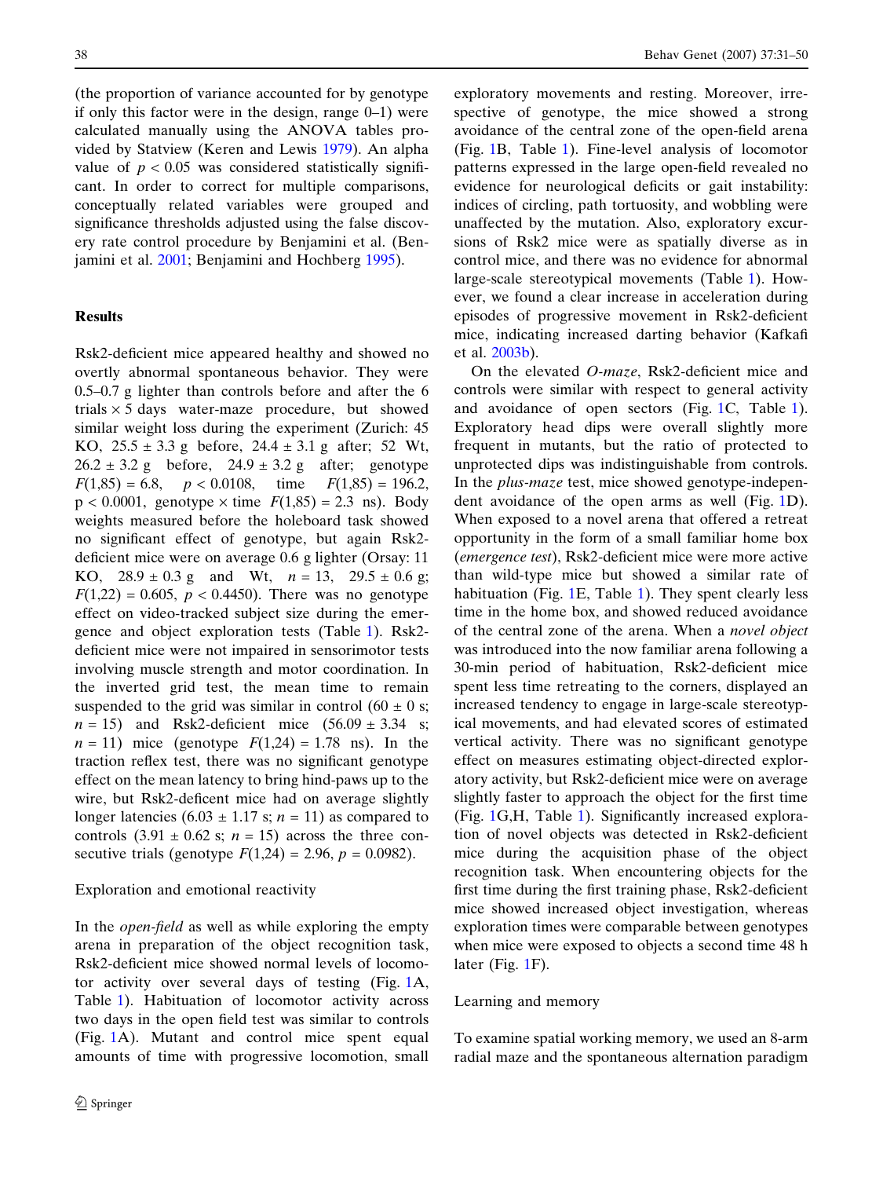(the proportion of variance accounted for by genotype if only this factor were in the design, range 0–1) were calculated manually using the ANOVA tables provided by Statview (Keren and Lewis 1979). An alpha value of $p < 0.05$ was considered statistically significant. In order to correct for multiple comparisons, conceptually related variables were grouped and significance thresholds adjusted using the false discovery rate control procedure by Benjamini et al. (Benjamini et al. 2001; Benjamini and Hochberg 1995).

## Results

Rsk2-deficient mice appeared healthy and showed no overtly abnormal spontaneous behavior. They were 0.5–0.7 g lighter than controls before and after the 6 trials × 5 days water-maze procedure, but showed similar weight loss during the experiment (Zurich: 45 KO, 25.5 ± 3.3 g before, 24.4 ± 3.1 g after; 52 Wt, 26.2 ± 3.2 g before, 24.9 ± 3.2 g after; genotype $F(1,85) = 6.8$, $p < 0.0108$, time $F(1,85) = 196.2$, $p < 0.0001$, genotype × time $F(1,85) = 2.3$ ns). Body weights measured before the holeboard task showed no significant effect of genotype, but again Rsk2-deficient mice were on average 0.6 g lighter (Orsay: 11 KO, 28.9 ± 0.3 g and Wt, $n = 13$, 29.5 ± 0.6 g; $F(1,22) = 0.605$, $p < 0.4450$). There was no genotype effect on video-tracked subject size during the emergence and object exploration tests (Table 1). Rsk2-deficient mice were not impaired in sensorimotor tests involving muscle strength and motor coordination. In the inverted grid test, the mean time to remain suspended to the grid was similar in control (60 ± 0 s; $n = 15$) and Rsk2-deficent mice (56.09 ± 3.34 s; $n = 11$) mice (genotype $F(1,24) = 1.78$ ns). In the traction reflex test, there was no significant genotype effect on the mean latency to bring hind-paws up to the wire, but Rsk2-deficient mice had on average slightly longer latencies (6.03 ± 1.17 s; $n = 11$) as compared to controls (3.91 ± 0.62 s; $n = 15$) across the three consecutive trials (genotype $F(1,24) = 2.96$, $p = 0.0982$).

### Exploration and emotional reactivity

In the *open-field* as well as while exploring the empty arena in preparation of the object recognition task, Rsk2-deficient mice showed normal levels of locomotor activity over several days of testing (Fig. 1A, Table 1). Habituation of locomotor activity across two days in the open field test was similar to controls (Fig. 1A). Mutant and control mice spent equal amounts of time with progressive locomotion, small exploratory movements and resting. Moreover, irrespective of genotype, the mice showed a strong avoidance of the central zone of the open-field arena (Fig. 1B, Table 1). Fine-level analysis of locomotor patterns expressed in the large open-field revealed no evidence for neurological deficits or gait instability: indices of circling, path tortuosity, and wobbling were unaffected by the mutation. Also, exploratory excursions of Rsk2 mice were as spatially diverse as in control mice, and there was no evidence for abnormal large-scale stereotypical movements (Table 1). However, we found a clear increase in acceleration during episodes of progressive movement in Rsk2-deficient mice, indicating increased darting behavior (Kafkafi et al. 2003b).

On the elevated *O-maze*, Rsk2-deficient mice and controls were similar with respect to general activity and avoidance of open sectors (Fig. 1C, Table 1). Exploratory head dips were overall slightly more frequent in mutants, but the ratio of protected to unprotected dips was indistinguishable from controls. In the *plus-maze* test, mice showed genotype-independent avoidance of the open arms as well (Fig. 1D). When exposed to a novel arena that offered a retreat opportunity in the form of a small familiar home box (*emergence test*), Rsk2-deficient mice were more active than wild-type mice but showed a similar rate of habituation (Fig. 1E, Table 1). They spent clearly less time in the home box, and showed reduced avoidance of the central zone of the arena. When a *novel object* was introduced into the now familiar arena following a 30-min period of habituation, Rsk2-deficient mice spent less time retreating to the corners, displayed an increased tendency to engage in large-scale stereotypical movements, and had elevated scores of estimated vertical activity. There was no significant genotype effect on measures estimating object-directed exploratory activity, but Rsk2-deficient mice were on average slightly faster to approach the object for the first time (Fig. 1G,H, Table 1). Significantly increased exploration of novel objects was detected in Rsk2-deficient mice during the acquisition phase of the object recognition task. When encountering objects for the first time during the first training phase, Rsk2-deficient mice showed increased object investigation, whereas exploration times were comparable between genotypes when mice were exposed to objects a second time 48 h later (Fig. 1F).

### Learning and memory

To examine spatial working memory, we used an 8-arm radial maze and the spontaneous alternation paradigm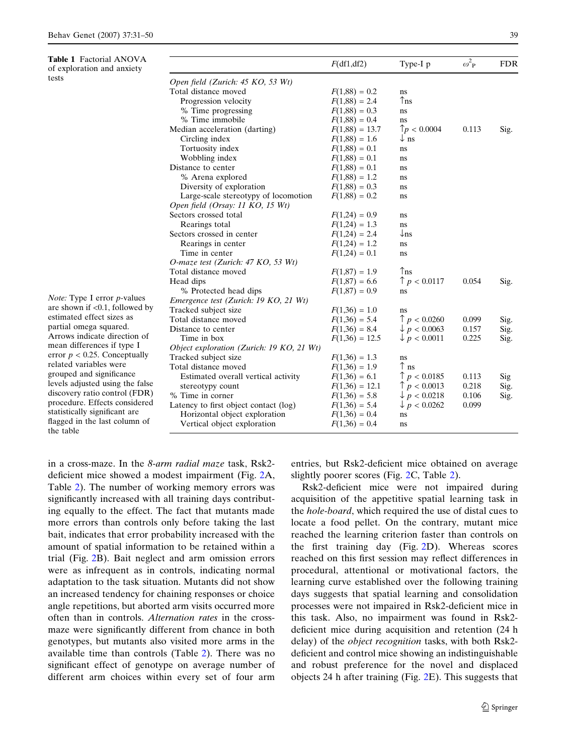**Table 1** Factorial ANOVA of exploration and anxiety tests

|  | F(df1,df2) | Type-I p | $\omega^2_P$ | FDR |
|---|---|---|---|---|
| *Open field (Zurich: 45 KO, 53 Wt)* | | | | |
| Total distance moved | $F(1,88) = 0.2$ | ns | | |
| Progression velocity | $F(1,88) = 2.4$ | ↑ns | | |
| % Time progressing | $F(1,88) = 0.3$ | ns | | |
| % Time immobile | $F(1,88) = 0.4$ | ns | | |
| Median acceleration (darting) | $F(1,88) = 13.7$ | ↑$p < 0.0004$ | 0.113 | Sig. |
| Circling index | $F(1,88) = 1.6$ | ↓ ns | | |
| Tortuosity index | $F(1,88) = 0.1$ | ns | | |
| Wobbling index | $F(1,88) = 0.1$ | ns | | |
| Distance to center | $F(1,88) = 0.1$ | ns | | |
| % Arena explored | $F(1,88) = 1.2$ | ns | | |
| Diversity of exploration | $F(1,88) = 0.3$ | ns | | |
| Large-scale stereotypy of locomotion | $F(1,88) = 0.2$ | ns | | |
| *Open field (Orsay: 11 KO, 15 Wt)* | | | | |
| Sectors crossed total | $F(1,24) = 0.9$ | ns | | |
| Rearings total | $F(1,24) = 1.3$ | ns | | |
| Sectors crossed in center | $F(1,24) = 2.4$ | ↓ns | | |
| Rearings in center | $F(1,24) = 1.2$ | ns | | |
| Time in center | $F(1,24) = 0.1$ | ns | | |
| *O-maze test (Zurich: 47 KO, 53 Wt)* | | | | |
| Total distance moved | $F(1,87) = 1.9$ | ↑ns | | |
| Head dips | $F(1,87) = 6.6$ | ↑ $p < 0.0117$ | 0.054 | Sig. |
| % Protected head dips | $F(1,87) = 0.9$ | ns | | |
| *Emergence test (Zurich: 19 KO, 21 Wt)* | | | | |
| Tracked subject size | $F(1,36) = 1.0$ | ns | | |
| Total distance moved | $F(1,36) = 5.4$ | ↑ $p < 0.0260$ | 0.099 | Sig. |
| Distance to center | $F(1,36) = 8.4$ | ↓ $p < 0.0063$ | 0.157 | Sig. |
| Time in box | $F(1,36) = 12.5$ | ↓ $p < 0.0011$ | 0.225 | Sig. |
| *Object exploration (Zurich: 19 KO, 21 Wt)* | | | | |
| Tracked subject size | $F(1,36) = 1.3$ | ns | | |
| Total distance moved | $F(1,36) = 1.9$ | ↑ ns | | |
| Estimated overall vertical activity | $F(1,36) = 6.1$ | ↑ $p < 0.0185$ | 0.113 | Sig |
| stereotypy count | $F(1,36) = 12.1$ | ↑ $p < 0.0013$ | 0.218 | Sig. |
| % Time in corner | $F(1,36) = 5.8$ | ↓ $p < 0.0218$ | 0.106 | Sig. |
| Latency to first object contact (log) | $F(1,36) = 5.4$ | ↓ $p < 0.0262$ | 0.099 | |
| Horizontal object exploration | $F(1,36) = 0.4$ | ns | | |
| Vertical object exploration | $F(1,36) = 0.4$ | ns | | |

*Note:* Type I error *p*-values are shown if <0.1, followed by estimated effect sizes as partial omega squared. Arrows indicate direction of mean differences if type I error $p < 0.25$. Conceptually related variables were grouped and significance levels adjusted using the false discovery ratio control (FDR) procedure. Effects considered statistically significant are flagged in the last column of the table

in a cross-maze. In the *8-arm radial maze* task, Rsk2-deficient mice showed a modest impairment (Fig. 2A, Table 2). The number of working memory errors was significantly increased with all training days contributing equally to the effect. The fact that mutants made more errors than controls only before taking the last bait, indicates that error probability increased with the amount of spatial information to be retained within a trial (Fig. 2B). Bait neglect and arm omission errors were as infrequent as in controls, indicating normal adaptation to the task situation. Mutants did not show an increased tendency for chaining responses or choice angle repetitions, but aborted arm visits occurred more often than in controls. *Alternation rates* in the cross-maze were significantly different from chance in both genotypes, but mutants also visited more arms in the available time than controls (Table 2). There was no significant effect of genotype on average number of different arm choices within every set of four arm entries, but Rsk2-deficient mice obtained on average slightly poorer scores (Fig. 2C, Table 2).

Rsk2-deficient mice were not impaired during acquisition of the appetitive spatial learning task in the *hole-board*, which required the use of distal cues to locate a food pellet. On the contrary, mutant mice reached the learning criterion faster than controls on the first training day (Fig. 2D). Whereas scores reached on this first session may reflect differences in procedural, attentional or motivational factors, the learning curve established over the following training days suggests that spatial learning and consolidation processes were not impaired in Rsk2-deficient mice in this task. Also, no impairment was found in Rsk2-deficient mice during acquisition and retention (24 h delay) of the *object recognition* tasks, with both Rsk2-deficient and control mice showing an indistinguishable and robust preference for the novel and displaced objects 24 h after training (Fig. 2E). This suggests that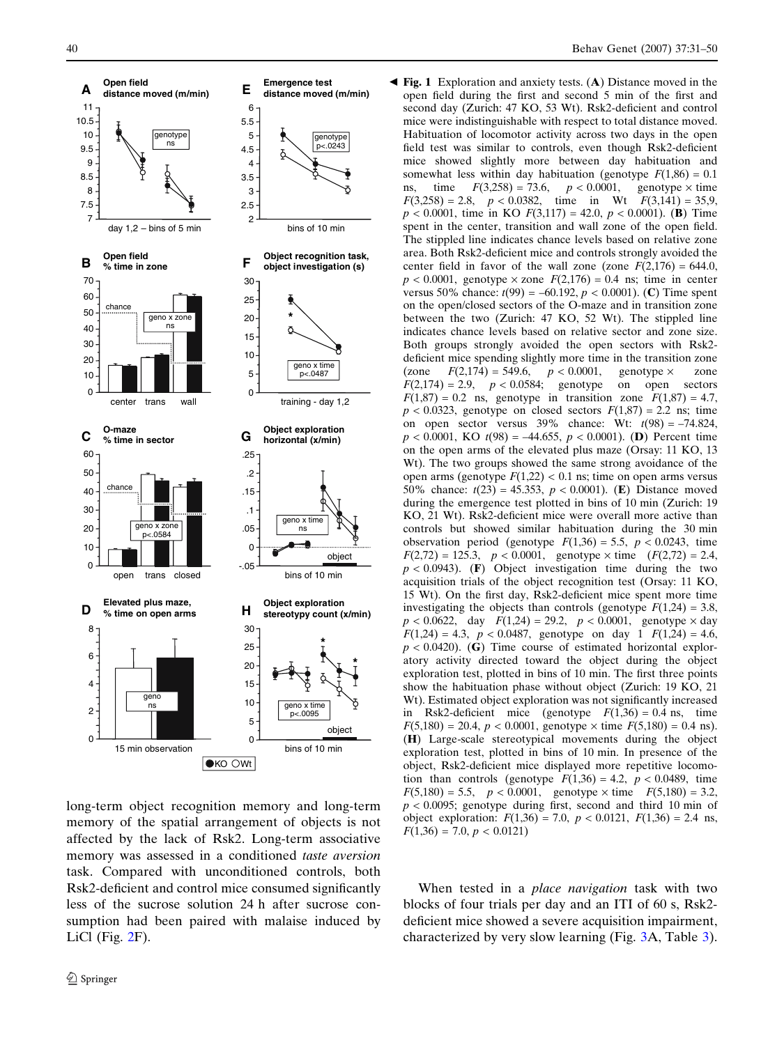**◀ Fig. 1** Exploration and anxiety tests. (**A**) Distance moved in the open field during the first and second 5 min of the first and second day (Zurich: 47 KO, 53 Wt). Rsk2-deficient and control mice were indistinguishable with respect to total distance moved. Habituation of locomotor activity across two days in the open field test was similar to controls, even though Rsk2-deficient mice showed slightly more between day habituation and somewhat less within day habituation (genotype $F(1,86) = 0.1$ ns, time $F(3,258) = 73.6$, $p < 0.0001$, genotype × time $F(3,258) = 2.8$, $p < 0.0382$, time in Wt $F(3,141) = 35,9$, $p < 0.0001$, time in KO $F(3,117) = 42.0$, $p < 0.0001$). (**B**) Time spent in the center, transition and wall zone of the open field. The stippled line indicates chance levels based on relative zone area. Both Rsk2-deficient mice and controls strongly avoided the center field in favor of the wall zone (zone $F(2,176) = 644.0$, $p < 0.0001$, genotype × zone $F(2,176) = 0.4$ ns; time in center versus 50% chance: $t(99) = -60.192$, $p < 0.0001$). (**C**) Time spent on the open/closed sectors of the O-maze and in transition zone between the two (Zurich: 47 KO, 52 Wt). The stippled line indicates chance levels based on relative sector and zone size. Both groups strongly avoided the open sectors with Rsk2-deficient mice spending slightly more time in the transition zone (zone $F(2,174) = 549.6$, $p < 0.0001$, genotype × zone $F(2,174) = 2.9$, $p < 0.0584$; genotype on open sectors $F(1,87) = 0.2$ ns, genotype in transition zone $F(1,87) = 4.7$, $p < 0.0323$, genotype on closed sectors $F(1,87) = 2.2$ ns; time on open sector versus 39% chance: Wt: $t(98) = -74.824$, $p < 0.0001$, KO $t(98) = -44.655$, $p < 0.0001$). (**D**) Percent time on the open arms of the elevated plus maze (Orsay: 11 KO, 13 Wt). The two groups showed the same strong avoidance of the open arms (genotype $F(1,22) < 0.1$ ns; time on open arms versus 50% chance: $t(23) = 45.353$, $p < 0.0001$). (**E**) Distance moved during the emergence test plotted in bins of 10 min (Zurich: 19 KO, 21 Wt). Rsk2-deficient mice were overall more active than controls but showed similar habituation during the 30 min observation period (genotype $F(1,36) = 5.5$, $p < 0.0243$, time $F(2,72) = 125.3$, $p < 0.0001$, genotype × time ($F(2,72) = 2.4$, $p < 0.0943$). (**F**) Object investigation time during the two acquisition trials of the object recognition test (Orsay: 11 KO, 15 Wt). On the first day, Rsk2-deficient mice spent more time investigating the objects than controls (genotype $F(1,24) = 3.8$, $p < 0.0622$, day $F(1,24) = 29.2$, $p < 0.0001$, genotype × day $F(1,24) = 4.3$, $p < 0.0487$, genotype on day 1 $F(1,24) = 4.6$, $p < 0.0420$). (**G**) Time course of estimated horizontal exploratory activity directed toward the object during the object exploration test, plotted in bins of 10 min. The first three points show the habituation phase without object (Zurich: 19 KO, 21 Wt). Estimated object exploration was not significantly increased in Rsk2-deficient mice (genotype $F(1,36) = 0.4$ ns, time $F(5,180) = 20.4$, $p < 0.0001$, genotype × time $F(5,180) = 0.4$ ns). (**H**) Large-scale stereotypical movements during the object exploration test, plotted in bins of 10 min. In presence of the object, Rsk2-deficient mice displayed more repetitive locomotion than controls (genotype $F(1,36) = 4.2$, $p < 0.0489$, time $F(5,180) = 5.5$, $p < 0.0001$, genotype × time $F(5,180) = 3.2$, $p < 0.0095$; genotype during first, second and third 10 min of object exploration: $F(1,36) = 7.0$, $p < 0.0121$, $F(1,36) = 2.4$ ns, $F(1,36) = 7.0$, $p < 0.0121$)

long-term object recognition memory and long-term memory of the spatial arrangement of objects is not affected by the lack of Rsk2. Long-term associative memory was assessed in a conditioned *taste aversion* task. Compared with unconditioned controls, both Rsk2-deficient and control mice consumed significantly less of the sucrose solution 24 h after sucrose consumption had been paired with malaise induced by LiCl (Fig. 2F).

When tested in a *place navigation* task with two blocks of four trials per day and an ITI of 60 s, Rsk2-deficient mice showed a severe acquisition impairment, characterized by very slow learning (Fig. 3A, Table 3).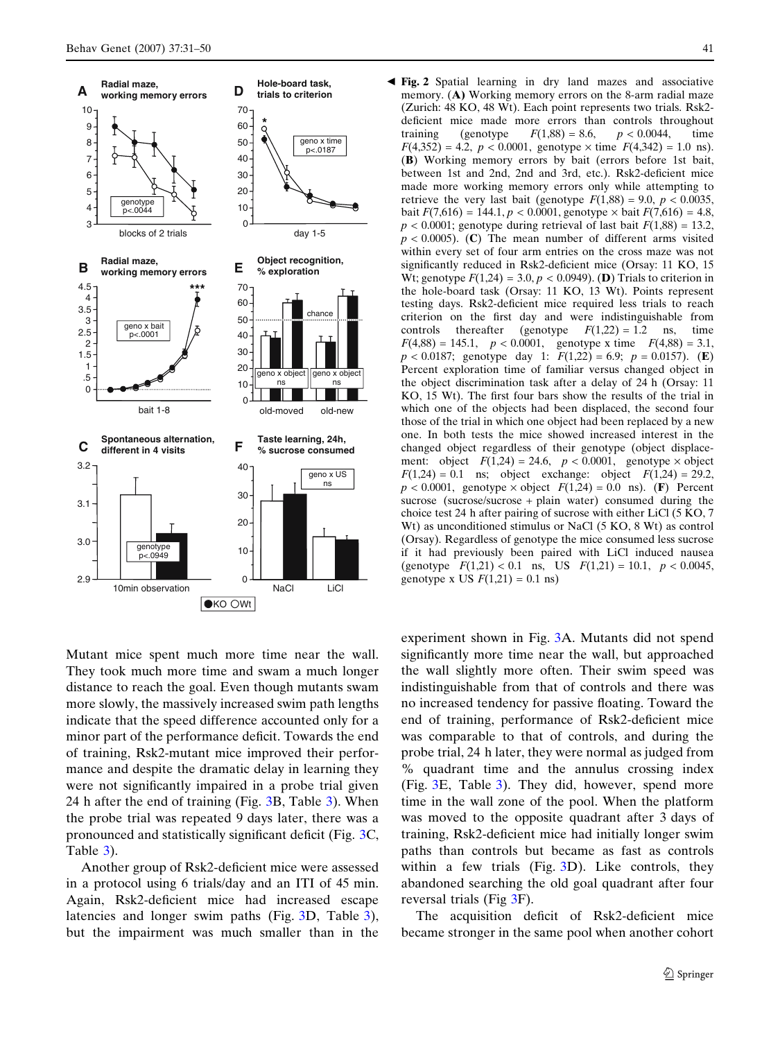**Fig. 2** Spatial learning in dry land mazes and associative memory. (**A**) Working memory errors on the 8-arm radial maze (Zurich: 48 KO, 48 Wt). Each point represents two trials. Rsk2-deficient mice made more errors than controls throughout training (genotype $F(1,88) = 8.6$, $p < 0.0044$, time $F(4,352) = 4.2$, $p < 0.0001$, genotype × time $F(4,342) = 1.0$ ns). (**B**) Working memory errors by bait (errors before 1st bait, between 1st and 2nd, 2nd and 3rd, etc.). Rsk2-deficient mice made more working memory errors only while attempting to retrieve the very last bait (genotype $F(1,88) = 9.0$, $p < 0.0035$, bait $F(7,616) = 144.1$, $p < 0.0001$, genotype × bait $F(7,616) = 4.8$, $p < 0.0001$; genotype during retrieval of last bait $F(1,88) = 13.2$, $p < 0.0005$). (**C**) The mean number of different arms visited within every set of four arm entries on the cross maze was not significantly reduced in Rsk2-deficient mice (Orsay: 11 KO, 15 Wt; genotype $F(1,24) = 3.0$, $p < 0.0949$). (**D**) Trials to criterion in the hole-board task (Orsay: 11 KO, 13 Wt). Points represent testing days. Rsk2-deficient mice required less trials to reach criterion on the first day and were indistinguishable from controls thereafter (genotype $F(1,22) = 1.2$ ns, time $F(4,88) = 145.1$, $p < 0.0001$, genotype x time $F(4,88) = 3.1$, $p < 0.0187$; genotype day 1: $F(1,22) = 6.9$; $p = 0.0157$). (**E**) Percent exploration time of familiar versus changed object in the object discrimination task after a delay of 24 h (Orsay: 11 KO, 15 Wt). The first four bars show the results of the trial in which one of the objects had been displaced, the second four those of the trial in which one object had been replaced by a new one. In both tests the mice showed increased interest in the changed object regardless of their genotype (object displacement: object $F(1,24) = 24.6$, $p < 0.0001$, genotype × object $F(1,24) = 0.1$ ns; object exchange: object $F(1,24) = 29.2$, $p < 0.0001$, genotype × object $F(1,24) = 0.0$ ns). (**F**) Percent sucrose (sucrose/sucrose + plain water) consumed during the choice test 24 h after pairing of sucrose with either LiCl (5 KO, 7 Wt) as unconditioned stimulus or NaCl (5 KO, 8 Wt) as control (Orsay). Regardless of genotype the mice consumed less sucrose if it had previously been paired with LiCl induced nausea (genotype $F(1,21) < 0.1$ ns, US $F(1,21) = 10.1$, $p < 0.0045$, genotype x US $F(1,21) = 0.1$ ns)

Mutant mice spent much more time near the wall. They took much more time and swam a much longer distance to reach the goal. Even though mutants swam more slowly, the massively increased swim path lengths indicate that the speed difference accounted only for a minor part of the performance deficit. Towards the end of training, Rsk2-mutant mice improved their performance and despite the dramatic delay in learning they were not significantly impaired in a probe trial given 24 h after the end of training (Fig. 3B, Table 3). When the probe trial was repeated 9 days later, there was a pronounced and statistically significant deficit (Fig. 3C, Table 3).

Another group of Rsk2-deficient mice were assessed in a protocol using 6 trials/day and an ITI of 45 min. Again, Rsk2-deficient mice had increased escape latencies and longer swim paths (Fig. 3D, Table 3), but the impairment was much smaller than in the experiment shown in Fig. 3A. Mutants did not spend significantly more time near the wall, but approached the wall slightly more often. Their swim speed was indistinguishable from that of controls and there was no increased tendency for passive floating. Toward the end of training, performance of Rsk2-deficient mice was comparable to that of controls, and during the probe trial, 24 h later, they were normal as judged from % quadrant time and the annulus crossing index (Fig. 3E, Table 3). They did, however, spend more time in the wall zone of the pool. When the platform was moved to the opposite quadrant after 3 days of training, Rsk2-deficient mice had initially longer swim paths than controls but became as fast as controls within a few trials (Fig. 3D). Like controls, they abandoned searching the old goal quadrant after four reversal trials (Fig 3F).

The acquisition deficit of Rsk2-deficient mice became stronger in the same pool when another cohort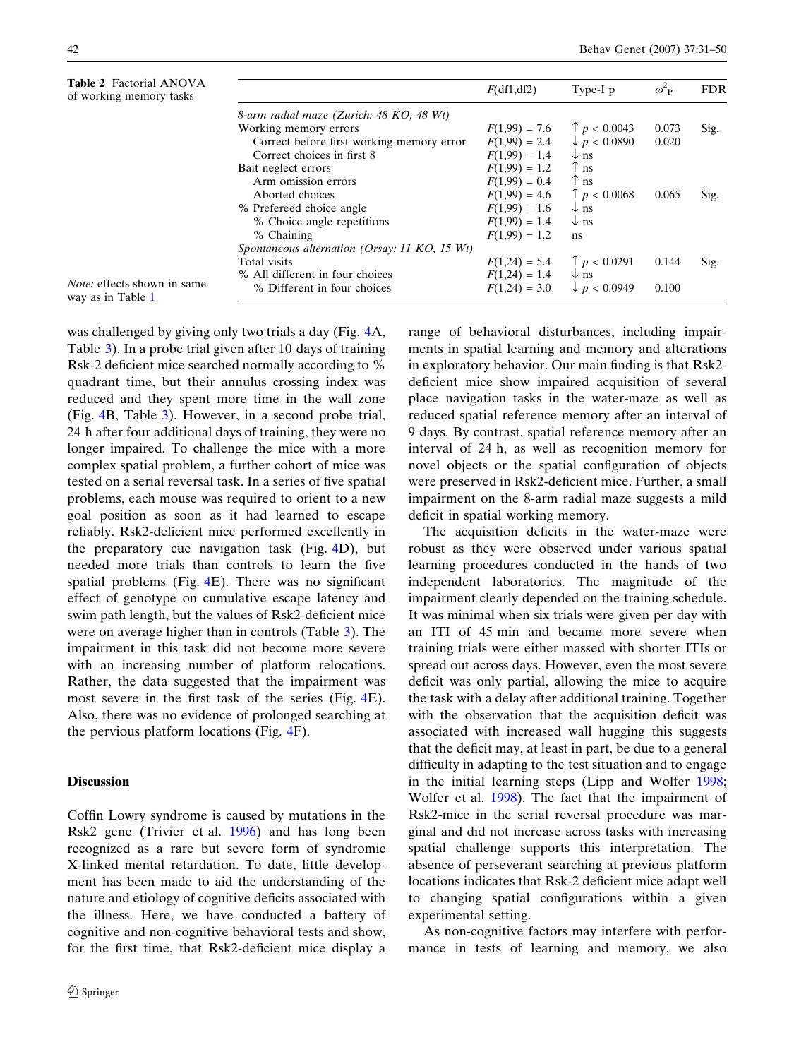**Table 2** Factorial ANOVA of working memory tasks

| | F(df1,df2) | Type-I p | $\omega^2_P$ | FDR |
|---|---|---|---|---|
| *8-arm radial maze (Zurich: 48 KO, 48 Wt)* | | | | |
| Working memory errors | $F(1,99) = 7.6$ | ↑ $p < 0.0043$ | 0.073 | Sig. |
| Correct before first working memory error | $F(1,99) = 2.4$ | ↓ $p < 0.0890$ | 0.020 | |
| Correct choices in first 8 | $F(1,99) = 1.4$ | ↓ ns | | |
| Bait neglect errors | $F(1,99) = 1.2$ | ↑ ns | | |
| Arm omission errors | $F(1,99) = 0.4$ | ↑ ns | | |
| Aborted choices | $F(1,99) = 4.6$ | ↑ $p < 0.0068$ | 0.065 | Sig. |
| % Prefereed choice angle | $F(1,99) = 1.6$ | ↓ ns | | |
| % Choice angle repetitions | $F(1,99) = 1.4$ | ↓ ns | | |
| % Chaining | $F(1,99) = 1.2$ | ns | | |
| *Spontaneous alternation (Orsay: 11 KO, 15 Wt)* | | | | |
| Total visits | $F(1,24) = 5.4$ | ↑ $p < 0.0291$ | 0.144 | Sig. |
| % All different in four choices | $F(1,24) = 1.4$ | ↓ ns | | |
| % Different in four choices | $F(1,24) = 3.0$ | ↓ $p < 0.0949$ | 0.100 | |

*Note*: effects shown in same way as in Table 1

was challenged by giving only two trials a day (Fig. 4A, Table 3). In a probe trial given after 10 days of training Rsk-2 deficient mice searched normally according to % quadrant time, but their annulus crossing index was reduced and they spent more time in the wall zone (Fig. 4B, Table 3). However, in a second probe trial, 24 h after four additional days of training, they were no longer impaired. To challenge the mice with a more complex spatial problem, a further cohort of mice was tested on a serial reversal task. In a series of five spatial problems, each mouse was required to orient to a new goal position as soon as it had learned to escape reliably. Rsk2-deficient mice performed excellently in the preparatory cue navigation task (Fig. 4D), but needed more trials than controls to learn the five spatial problems (Fig. 4E). There was no significant effect of genotype on cumulative escape latency and swim path length, but the values of Rsk2-deficient mice were on average higher than in controls (Table 3). The impairment in this task did not become more severe with an increasing number of platform relocations. Rather, the data suggested that the impairment was most severe in the first task of the series (Fig. 4E). Also, there was no evidence of prolonged searching at the pervious platform locations (Fig. 4F).

## Discussion

Coffin Lowry syndrome is caused by mutations in the Rsk2 gene (Trivier et al. 1996) and has long been recognized as a rare but severe form of syndromic X-linked mental retardation. To date, little development has been made to aid the understanding of the nature and etiology of cognitive deficits associated with the illness. Here, we have conducted a battery of cognitive and non-cognitive behavioral tests and show, for the first time, that Rsk2-deficient mice display a range of behavioral disturbances, including impairments in spatial learning and memory and alterations in exploratory behavior. Our main finding is that Rsk2-deficient mice show impaired acquisition of several place navigation tasks in the water-maze as well as reduced spatial reference memory after an interval of 9 days. By contrast, spatial reference memory after an interval of 24 h, as well as recognition memory for novel objects or the spatial configuration of objects were preserved in Rsk2-deficient mice. Further, a small impairment on the 8-arm radial maze suggests a mild deficit in spatial working memory.

The acquisition deficits in the water-maze were robust as they were observed under various spatial learning procedures conducted in the hands of two independent laboratories. The magnitude of the impairment clearly depended on the training schedule. It was minimal when six trials were given per day with an ITI of 45 min and became more severe when training trials were either massed with shorter ITIs or spread out across days. However, even the most severe deficit was only partial, allowing the mice to acquire the task with a delay after additional training. Together with the observation that the acquisition deficit was associated with increased wall hugging this suggests that the deficit may, at least in part, be due to a general difficulty in adapting to the test situation and to engage in the initial learning steps (Lipp and Wolfer 1998; Wolfer et al. 1998). The fact that the impairment of Rsk2-mice in the serial reversal procedure was marginal and did not increase across tasks with increasing spatial challenge supports this interpretation. The absence of perseverant searching at previous platform locations indicates that Rsk-2 deficient mice adapt well to changing spatial configurations within a given experimental setting.

As non-cognitive factors may interfere with performance in tests of learning and memory, we also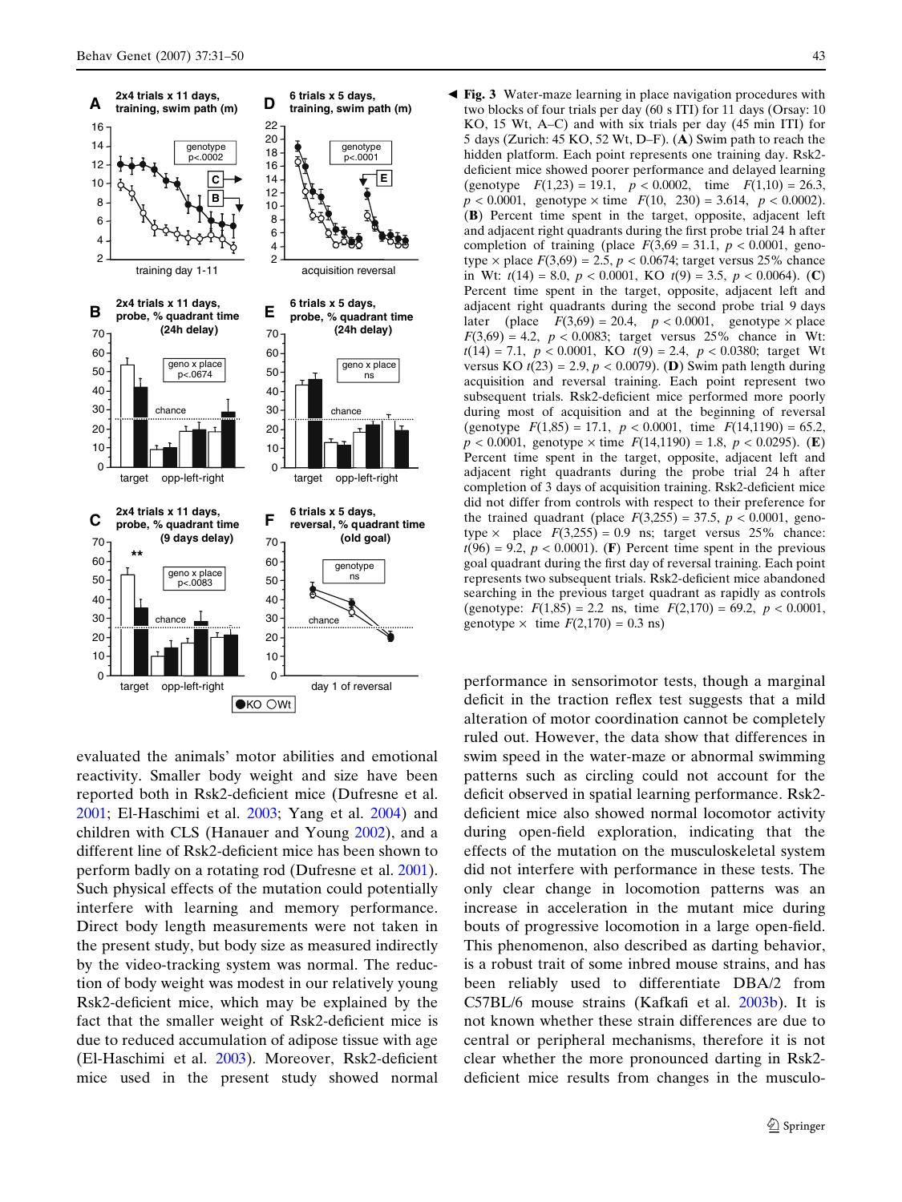**Fig. 3** Water-maze learning in place navigation procedures with two blocks of four trials per day (60 s ITI) for 11 days (Orsay: 10 KO, 15 Wt, A–C) and with six trials per day (45 min ITI) for 5 days (Zurich: 45 KO, 52 Wt, D–F). (**A**) Swim path to reach the hidden platform. Each point represents one training day. Rsk2-deficient mice showed poorer performance and delayed learning (genotype $F(1,23) = 19.1$, $p < 0.0002$, time $F(1,10) = 26.3$, $p < 0.0001$, genotype × time $F(10, 230) = 3.614$, $p < 0.0002$). (**B**) Percent time spent in the target, opposite, adjacent left and adjacent right quadrants during the first probe trial 24 h after completion of training (place $F(3,69 = 31.1$, $p < 0.0001$, genotype × place $F(3,69) = 2.5$, $p < 0.0674$; target versus 25% chance in Wt: $t(14) = 8.0$, $p < 0.0001$, KO $t(9) = 3.5$, $p < 0.0064$). (**C**) Percent time spent in the target, opposite, adjacent left and adjacent right quadrants during the second probe trial 9 days later (place $F(3,69) = 20.4$, $p < 0.0001$, genotype × place $F(3,69) = 4.2$, $p < 0.0083$; target versus 25% chance in Wt: $t(14) = 7.1$, $p < 0.0001$, KO $t(9) = 2.4$, $p < 0.0380$; target Wt versus KO $t(23) = 2.9$, $p < 0.0079$). (**D**) Swim path length during acquisition and reversal training. Each point represent two subsequent trials. Rsk2-deficient mice performed more poorly during most of acquisition and at the beginning of reversal (genotype $F(1,85) = 17.1$, $p < 0.0001$, time $F(14,1190) = 65.2$, $p < 0.0001$, genotype × time $F(14,1190) = 1.8$, $p < 0.0295$). (**E**) Percent time spent in the target, opposite, adjacent left and adjacent right quadrants during the probe trial 24 h after completion of 3 days of acquisition training. Rsk2-deficient mice did not differ from controls with respect to their preference for the trained quadrant (place $F(3,255) = 37.5$, $p < 0.0001$, genotype × place $F(3,255) = 0.9$ ns; target versus 25% chance: $t(96) = 9.2$, $p < 0.0001$). (**F**) Percent time spent in the previous goal quadrant during the first day of reversal training. Each point represents two subsequent trials. Rsk2-deficient mice abandoned searching in the previous target quadrant as rapidly as controls (genotype: $F(1,85) = 2.2$ ns, time $F(2,170) = 69.2$, $p < 0.0001$, genotype × time $F(2,170) = 0.3$ ns)

evaluated the animals' motor abilities and emotional reactivity. Smaller body weight and size have been reported both in Rsk2-deficient mice (Dufresne et al. 2001; El-Haschimi et al. 2003; Yang et al. 2004) and children with CLS (Hanauer and Young 2002), and a different line of Rsk2-deficient mice has been shown to perform badly on a rotating rod (Dufresne et al. 2001). Such physical effects of the mutation could potentially interfere with learning and memory performance. Direct body length measurements were not taken in the present study, but body size as measured indirectly by the video-tracking system was normal. The reduction of body weight was modest in our relatively young Rsk2-deficient mice, which may be explained by the fact that the smaller weight of Rsk2-deficient mice is due to reduced accumulation of adipose tissue with age (El-Haschimi et al. 2003). Moreover, Rsk2-deficient mice used in the present study showed normal performance in sensorimotor tests, though a marginal deficit in the traction reflex test suggests that a mild alteration of motor coordination cannot be completely ruled out. However, the data show that differences in swim speed in the water-maze or abnormal swimming patterns such as circling could not account for the deficit observed in spatial learning performance. Rsk2-deficient mice also showed normal locomotor activity during open-field exploration, indicating that the effects of the mutation on the musculoskeletal system did not interfere with performance in these tests. The only clear change in locomotion patterns was an increase in acceleration in the mutant mice during bouts of progressive locomotion in a large open-field. This phenomenon, also described as darting behavior, is a robust trait of some inbred mouse strains, and has been reliably used to differentiate DBA/2 from C57BL/6 mouse strains (Kafkafi et al. 2003b). It is not known whether these strain differences are due to central or peripheral mechanisms, therefore it is not clear whether the more pronounced darting in Rsk2-deficient mice results from changes in the musculo-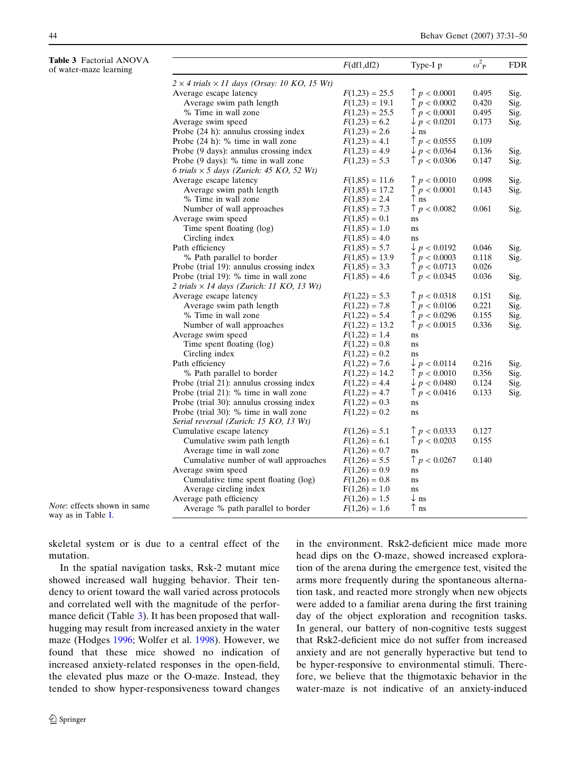**Table 3** Factorial ANOVA of water-maze learning

| | F(df1,df2) | Type-I p | $\omega^2_P$ | FDR |
|---|---|---|---|---|
| *2 × 4 trials × 11 days (Orsay: 10 KO, 15 Wt)* | | | | |
| Average escape latency | $F(1,23) = 25.5$ | ↑ $p < 0.0001$ | 0.495 | Sig. |
| Average swim path length | $F(1,23) = 19.1$ | ↑ $p < 0.0002$ | 0.420 | Sig. |
| % Time in wall zone | $F(1,23) = 25.5$ | ↑ $p < 0.0001$ | 0.495 | Sig. |
| Average swim speed | $F(1,23) = 6.2$ | ↓ $p < 0.0201$ | 0.173 | Sig. |
| Probe (24 h): annulus crossing index | $F(1,23) = 2.6$ | ↓ ns | | |
| Probe (24 h): % time in wall zone | $F(1,23) = 4.1$ | ↑ $p < 0.0555$ | 0.109 | |
| Probe (9 days): annulus crossing index | $F(1,23) = 4.9$ | ↓ $p < 0.0364$ | 0.136 | Sig. |
| Probe (9 days): % time in wall zone | $F(1,23) = 5.3$ | ↑ $p < 0.0306$ | 0.147 | Sig. |
| *6 trials × 5 days (Zurich: 45 KO, 52 Wt)* | | | | |
| Average escape latency | $F(1,85) = 11.6$ | ↑ $p < 0.0010$ | 0.098 | Sig. |
| Average swim path length | $F(1,85) = 17.2$ | ↑ $p < 0.0001$ | 0.143 | Sig. |
| % Time in wall zone | $F(1,85) = 2.4$ | ↑ ns | | |
| Number of wall approaches | $F(1,85) = 7.3$ | ↑ $p < 0.0082$ | 0.061 | Sig. |
| Average swim speed | $F(1,85) = 0.1$ | ns | | |
| Time spent floating (log) | $F(1,85) = 1.0$ | ns | | |
| Circling index | $F(1,85) = 4.0$ | ns | | |
| Path efficiency | $F(1,85) = 5.7$ | ↓ $p < 0.0192$ | 0.046 | Sig. |
| % Path parallel to border | $F(1,85) = 13.9$ | ↑ $p < 0.0003$ | 0.118 | Sig. |
| Probe (trial 19): annulus crossing index | $F(1,85) = 3.3$ | ↑ $p < 0.0713$ | 0.026 | |
| Probe (trial 19): % time in wall zone | $F(1,85) = 4.6$ | ↑ $p < 0.0345$ | 0.036 | Sig. |
| *2 trials × 14 days (Zurich: 11 KO, 13 Wt)* | | | | |
| Average escape latency | $F(1,22) = 5.3$ | ↑ $p < 0.0318$ | 0.151 | Sig. |
| Average swim path length | $F(1,22) = 7.8$ | ↑ $p < 0.0106$ | 0.221 | Sig. |
| % Time in wall zone | $F(1,22) = 5.4$ | ↑ $p < 0.0296$ | 0.155 | Sig. |
| Number of wall approaches | $F(1,22) = 13.2$ | ↑ $p < 0.0015$ | 0.336 | Sig. |
| Average swim speed | $F(1,22) = 1.4$ | ns | | |
| Time spent floating (log) | $F(1,22) = 0.8$ | ns | | |
| Circling index | $F(1,22) = 0.2$ | ns | | |
| Path efficiency | $F(1,22) = 7.6$ | ↓ $p < 0.0114$ | 0.216 | Sig. |
| % Path parallel to border | $F(1,22) = 14.2$ | ↑ $p < 0.0010$ | 0.356 | Sig. |
| Probe (trial 21): annulus crossing index | $F(1,22) = 4.4$ | ↓ $p < 0.0480$ | 0.124 | Sig. |
| Probe (trial 21): % time in wall zone | $F(1,22) = 4.7$ | ↑ $p < 0.0416$ | 0.133 | Sig. |
| Probe (trial 30): annulus crossing index | $F(1,22) = 0.3$ | ns | | |
| Probe (trial 30): % time in wall zone | $F(1,22) = 0.2$ | ns | | |
| *Serial reversal (Zurich: 15 KO, 13 Wt)* | | | | |
| Cumulative escape latency | $F(1,26) = 5.1$ | ↑ $p < 0.0333$ | 0.127 | |
| Cumulative swim path length | $F(1,26) = 6.1$ | ↑ $p < 0.0203$ | 0.155 | |
| Average time in wall zone | $F(1,26) = 0.7$ | ns | | |
| Cumulative number of wall approaches | $F(1,26) = 5.5$ | ↑ $p < 0.0267$ | 0.140 | |
| Average swim speed | $F(1,26) = 0.9$ | ns | | |
| Cumulative time spent floating (log) | $F(1,26) = 0.8$ | ns | | |
| Average circling index | $F(1,26) = 1.0$ | ns | | |
| Average path efficiency | $F(1,26) = 1.5$ | ↓ ns | | |
| Average % path parallel to border | $F(1,26) = 1.6$ | ↑ ns | | |

*Note*: effects shown in same way as in Table I.

skeletal system or is due to a central effect of the mutation.

In the spatial navigation tasks, Rsk-2 mutant mice showed increased wall hugging behavior. Their tendency to orient toward the wall varied across protocols and correlated well with the magnitude of the performance deficit (Table 3). It has been proposed that wall-hugging may result from increased anxiety in the water maze (Hodges 1996; Wolfer et al. 1998). However, we found that these mice showed no indication of increased anxiety-related responses in the open-field, the elevated plus maze or the O-maze. Instead, they tended to show hyper-responsiveness toward changes in the environment. Rsk2-deficient mice made more head dips on the O-maze, showed increased exploration of the arena during the emergence test, visited the arms more frequently during the spontaneous alternation task, and reacted more strongly when new objects were added to a familiar arena during the first training day of the object exploration and recognition tasks. In general, our battery of non-cognitive tests suggest that Rsk2-deficient mice do not suffer from increased anxiety and are not generally hyperactive but tend to be hyper-responsive to environmental stimuli. Therefore, we believe that the thigmotaxic behavior in the water-maze is not indicative of an anxiety-induced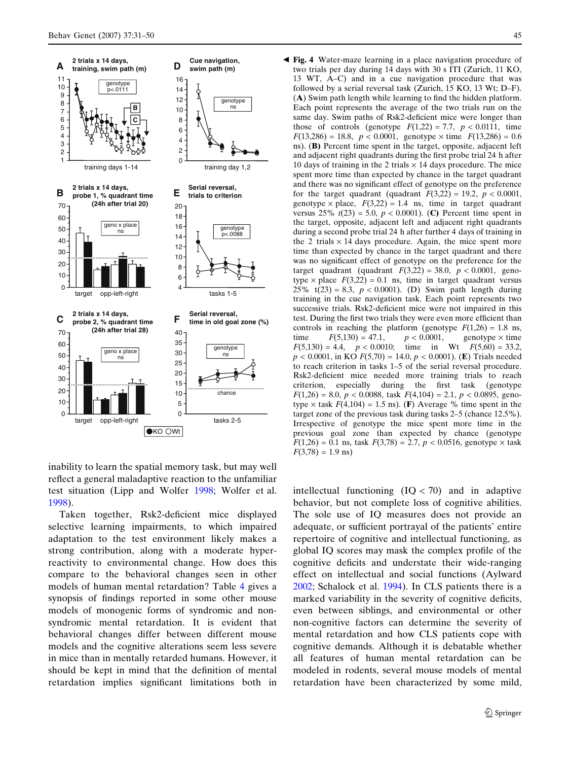**Fig. 4** Water-maze learning in a place navigation procedure of two trials per day during 14 days with 30 s ITI (Zurich, 11 KO, 13 WT, A–C) and in a cue navigation procedure that was followed by a serial reversal task (Zurich, 15 KO, 13 Wt; D–F). (**A**) Swim path length while learning to find the hidden platform. Each point represents the average of the two trials run on the same day. Swim paths of Rsk2-deficient mice were longer than those of controls (genotype $F(1,22) = 7.7$, $p < 0.0111$, time $F(13,286) = 18.8$, $p < 0.0001$, genotype × time $F(13,286) = 0.6$ ns). (**B**) Percent time spent in the target, opposite, adjacent left and adjacent right quadrants during the first probe trial 24 h after 10 days of training in the 2 trials × 14 days procedure. The mice spent more time than expected by chance in the target quadrant and there was no significant effect of genotype on the preference for the target quadrant (quadrant $F(3,22) = 19.2$, $p < 0.0001$, genotype × place, $F(3,22) = 1.4$ ns, time in target quadrant versus 25% $t(23) = 5.0$, $p < 0.0001$). (**C**) Percent time spent in the target, opposite, adjacent left and adjacent right quadrants during a second probe trial 24 h after further 4 days of training in the 2 trials × 14 days procedure. Again, the mice spent more time than expected by chance in the target quadrant and there was no significant effect of genotype on the preference for the target quadrant (quadrant $F(3,22) = 38.0$, $p < 0.0001$, genotype × place $F(3,22) = 0.1$ ns, time in target quadrant versus 25% $t(23) = 8.3$, $p < 0.0001$). (D) Swim path length during training in the cue navigation task. Each point represents two successive trials. Rsk2-deficient mice were not impaired in this test. During the first two trials they were even more efficient than controls in reaching the platform (genotype $F(1,26) = 1.8$ ns, time $F(5,130) = 47.1$, $p < 0.0001$, genotype × time $F(5,130) = 4.4$, $p < 0.0010$; time in Wt $F(5,70) = 33.2$, $p < 0.0001$, in KO $F(5,70) = 14.0$, $p < 0.0001$). (**E**) Trials needed to reach criterion in tasks 1–5 of the serial reversal procedure. Rsk2-deficient mice needed more training trials to reach criterion, especially during the first task (genotype $F(1,26) = 8.0$, $p < 0.0088$, task $F(4,104) = 2.1$, $p < 0.0895$, genotype × task $F(4,104) = 1.5$ ns). (**F**) Average % time spent in the target zone of the previous task during tasks 2–5 (chance 12.5%). Irrespective of genotype the mice spent more time in the previous goal zone than expected by chance (genotype $F(1,26) = 0.1$ ns, task $F(3,78) = 2.7$, $p < 0.0516$, genotype × task $F(3,78) = 1.9$ ns)

inability to learn the spatial memory task, but may well reflect a general maladaptive reaction to the unfamiliar test situation (Lipp and Wolfer 1998; Wolfer et al. 1998).

Taken together, Rsk2-deficient mice displayed selective learning impairments, to which impaired adaptation to the test environment likely makes a strong contribution, along with a moderate hyper-reactivity to environmental change. How does this compare to the behavioral changes seen in other models of human mental retardation? Table 4 gives a synopsis of findings reported in some other mouse models of monogenic forms of syndromic and non-syndromic mental retardation. It is evident that behavioral changes differ between different mouse models and the cognitive alterations seem less severe in mice than in mentally retarded humans. However, it should be kept in mind that the definition of mental retardation implies significant limitations both in intellectual functioning (IQ < 70) and in adaptive behavior, but not complete loss of cognitive abilities. The sole use of IQ measures does not provide an adequate, or sufficient portrayal of the patients' entire repertoire of cognitive and intellectual functioning, as global IQ scores may mask the complex profile of the cognitive deficits and understate their wide-ranging effect on intellectual and social functions (Aylward 2002; Schalock et al. 1994). In CLS patients there is a marked variability in the severity of cognitive deficits, even between siblings, and environmental or other non-cognitive factors can determine the severity of mental retardation and how CLS patients cope with cognitive demands. Although it is debatable whether all features of human mental retardation can be modeled in rodents, several mouse models of mental retardation have been characterized by some mild,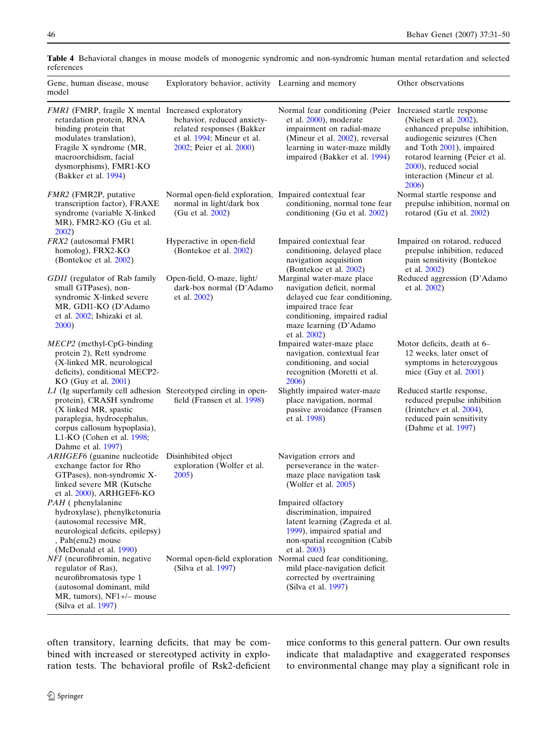**Table 4** Behavioral changes in mouse models of monogenic syndromic and non-syndromic human mental retardation and selected references

| Gene, human disease, mouse model | Exploratory behavior, activity | Learning and memory | Other observations |
|---|---|---|---|
| *FMR1* (FMRP, fragile X mental retardation protein, RNA binding protein that modulates translation), Fragile X syndrome (MR, macroorchidism, facial dysmorphisms), FMR1-KO (Bakker et al. 1994) | Increased exploratory behavior, reduced anxiety-related responses (Bakker et al. 1994; Mineur et al. 2002; Peier et al. 2000) | Normal fear conditioning (Peier et al. 2000), moderate impairment on radial-maze (Mineur et al. 2002), reversal learning in water-maze mildly impaired (Bakker et al. 1994) | Increased startle response (Nielsen et al. 2002), enhanced prepulse inhibition, audiogenic seizures (Chen and Toth 2001), impaired rotarod learning (Peier et al. 2000), reduced social interaction (Mineur et al. 2006) |
| *FMR2* (FMR2P, putative transcription factor), FRAXE syndrome (variable X-linked MR), FMR2-KO (Gu et al. 2002) | Normal open-field exploration, normal in light/dark box (Gu et al. 2002) | Impaired contextual fear conditioning, normal tone fear conditioning (Gu et al. 2002) | Normal startle response and prepulse inhibition, normal on rotarod (Gu et al. 2002) |
| *FRX2* (autosomal FMR1 homolog), FRX2-KO (Bontekoe et al. 2002) | Hyperactive in open-field (Bontekoe et al. 2002) | Impaired contextual fear conditioning, delayed place navigation acquisition (Bontekoe et al. 2002) | Impaired on rotarod, reduced prepulse inhibition, reduced pain sensitivity (Bontekoe et al. 2002) |
| *GDI1* (regulator of Rab family small GTPases), non-syndromic X-linked severe MR, GDI1-KO (D'Adamo et al. 2002; Ishizaki et al. 2000) | Open-field, O-maze, light/dark-box normal (D'Adamo et al. 2002) | Marginal water-maze place navigation deficit, normal delayed cue fear conditioning, impaired trace fear conditioning, impaired radial maze learning (D'Adamo et al. 2002) | Reduced aggression (D'Adamo et al. 2002) |
| *MECP2* (methyl-CpG-binding protein 2), Rett syndrome (X-linked MR, neurological deficits), conditional MECP2-KO (Guy et al. 2001) | | Impaired water-maze place navigation, contextual fear conditioning, and social recognition (Moretti et al. 2006) | Motor deficits, death at 6–12 weeks, later onset of symptoms in heterozygous mice (Guy et al. 2001) |
| *L1* (Ig superfamily cell adhesion protein), CRASH syndrome (X linked MR, spastic paraplegia, hydrocephalus, corpus callosum hypoplasia), L1-KO (Cohen et al. 1998; Dahme et al. 1997) | Stereotyped circling in open-field (Fransen et al. 1998) | Slightly impaired water-maze place navigation, normal passive avoidance (Fransen et al. 1998) | Reduced startle response, reduced prepulse inhibition (Irintchev et al. 2004), reduced pain sensitivity (Dahme et al. 1997) |
| *ARHGEF6* (guanine nucleotide exchange factor for Rho GTPases), non-syndromic X-linked severe MR (Kutsche et al. 2000), ARHGEF6-KO | Disinhibited object exploration (Wolfer et al. 2005) | Navigation errors and perseverance in the water-maze place navigation task (Wolfer et al. 2005) | |
| *PAH* ( phenylalanine hydroxylase), phenylketonuria (autosomal recessive MR, neurological deficits, epilepsy) , Pah(enu2) mouse (McDonald et al. 1990) | | Impaired olfactory discrimination, impaired latent learning (Zagreda et al. 1999), impaired spatial and non-spatial recognition (Cabib et al. 2003) | |
| *NF1* (neurofibromin, negative regulator of Ras), neurofibromatosis type 1 (autosomal dominant, mild MR, tumors), NF1+/– mouse (Silva et al. 1997) | Normal open-field exploration (Silva et al. 1997) | Normal cued fear conditioning, mild place-navigation deficit corrected by overtraining (Silva et al. 1997) | |

often transitory, learning deficits, that may be combined with increased or stereotyped activity in exploration tests. The behavioral profile of Rsk2-deficient mice conforms to this general pattern. Our own results indicate that maladaptive and exaggerated responses to environmental change may play a significant role in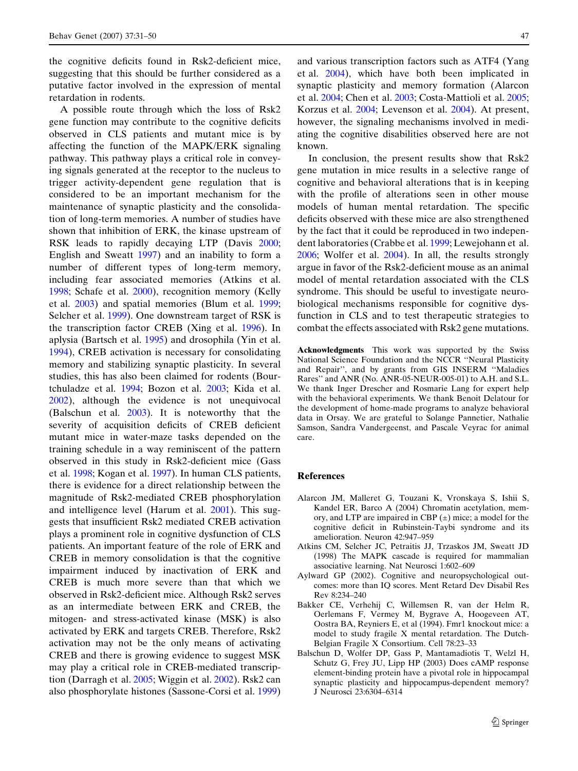the cognitive deficits found in Rsk2-deficient mice, suggesting that this should be further considered as a putative factor involved in the expression of mental retardation in rodents.

A possible route through which the loss of Rsk2 gene function may contribute to the cognitive deficits observed in CLS patients and mutant mice is by affecting the function of the MAPK/ERK signaling pathway. This pathway plays a critical role in conveying signals generated at the receptor to the nucleus to trigger activity-dependent gene regulation that is considered to be an important mechanism for the maintenance of synaptic plasticity and the consolidation of long-term memories. A number of studies have shown that inhibition of ERK, the kinase upstream of RSK leads to rapidly decaying LTP (Davis 2000; English and Sweatt 1997) and an inability to form a number of different types of long-term memory, including fear associated memories (Atkins et al. 1998; Schafe et al. 2000), recognition memory (Kelly et al. 2003) and spatial memories (Blum et al. 1999; Selcher et al. 1999). One downstream target of RSK is the transcription factor CREB (Xing et al. 1996). In aplysia (Bartsch et al. 1995) and drosophila (Yin et al. 1994), CREB activation is necessary for consolidating memory and stabilizing synaptic plasticity. In several studies, this has also been claimed for rodents (Bourtchuladze et al. 1994; Bozon et al. 2003; Kida et al. 2002), although the evidence is not unequivocal (Balschun et al. 2003). It is noteworthy that the severity of acquisition deficits of CREB deficient mutant mice in water-maze tasks depended on the training schedule in a way reminiscent of the pattern observed in this study in Rsk2-deficient mice (Gass et al. 1998; Kogan et al. 1997). In human CLS patients, there is evidence for a direct relationship between the magnitude of Rsk2-mediated CREB phosphorylation and intelligence level (Harum et al. 2001). This suggests that insufficient Rsk2 mediated CREB activation plays a prominent role in cognitive dysfunction of CLS patients. An important feature of the role of ERK and CREB in memory consolidation is that the cognitive impairment induced by inactivation of ERK and CREB is much more severe than that which we observed in Rsk2-deficient mice. Although Rsk2 serves as an intermediate between ERK and CREB, the mitogen- and stress-activated kinase (MSK) is also activated by ERK and targets CREB. Therefore, Rsk2 activation may not be the only means of activating CREB and there is growing evidence to suggest MSK may play a critical role in CREB-mediated transcription (Darragh et al. 2005; Wiggin et al. 2002). Rsk2 can also phosphorylate histones (Sassone-Corsi et al. 1999) and various transcription factors such as ATF4 (Yang et al. 2004), which have both been implicated in synaptic plasticity and memory formation (Alarcon et al. 2004; Chen et al. 2003; Costa-Mattioli et al. 2005; Korzus et al. 2004; Levenson et al. 2004). At present, however, the signaling mechanisms involved in mediating the cognitive disabilities observed here are not known.

In conclusion, the present results show that Rsk2 gene mutation in mice results in a selective range of cognitive and behavioral alterations that is in keeping with the profile of alterations seen in other mouse models of human mental retardation. The specific deficits observed with these mice are also strengthened by the fact that it could be reproduced in two independent laboratories (Crabbe et al. 1999; Lewejohann et al. 2006; Wolfer et al. 2004). In all, the results strongly argue in favor of the Rsk2-deficient mouse as an animal model of mental retardation associated with the CLS syndrome. This should be useful to investigate neurobiological mechanisms responsible for cognitive dysfunction in CLS and to test therapeutic strategies to combat the effects associated with Rsk2 gene mutations.

**Acknowledgments** This work was supported by the Swiss National Science Foundation and the NCCR "Neural Plasticity and Repair", and by grants from GIS INSERM "Maladies Rares" and ANR (No. ANR-05-NEUR-005-01) to A.H. and S.L. We thank Inger Drescher and Rosmarie Lang for expert help with the behavioral experiments. We thank Benoit Delatour for the development of home-made programs to analyze behavioral data in Orsay. We are grateful to Solange Pannetier, Nathalie Samson, Sandra Vandergeenst, and Pascale Veyrac for animal care.

## References

Alarcon JM, Malleret G, Touzani K, Vronskaya S, Ishii S, Kandel ER, Barco A (2004) Chromatin acetylation, memory, and LTP are impaired in CBP (±) mice; a model for the cognitive deficit in Rubinstein-Taybi syndrome and its amelioration. Neuron 42:947–959

Atkins CM, Selcher JC, Petraitis JJ, Trzaskos JM, Sweatt JD (1998) The MAPK cascade is required for mammalian associative learning. Nat Neurosci 1:602–609

Aylward GP (2002). Cognitive and neuropsychological outcomes: more than IQ scores. Ment Retard Dev Disabil Res Rev 8:234–240

Bakker CE, Verhehij C, Willemsen R, van der Helm R, Oerlemans F, Vermey M, Bygrave A, Hoogeveen AT, Oostra BA, Reyniers E, et al (1994). Fmr1 knockout mice: a model to study fragile X mental retardation. The Dutch-Belgian Fragile X Consortium. Cell 78:23–33

Balschun D, Wolfer DP, Gass P, Mantamadiotis T, Welzl H, Schutz G, Frey JU, Lipp HP (2003) Does cAMP response element-binding protein have a pivotal role in hippocampal synaptic plasticity and hippocampus-dependent memory? J Neurosci 23:6304–6314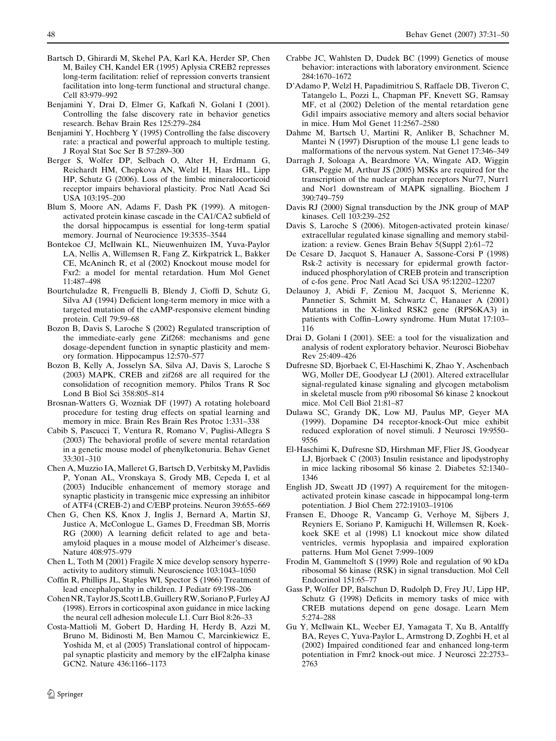Bartsch D, Ghirardi M, Skehel PA, Karl KA, Herder SP, Chen M, Bailey CH, Kandel ER (1995) Aplysia CREB2 represses long-term facilitation: relief of repression converts transient facilitation into long-term functional and structural change. Cell 83:979–992

Benjamini Y, Drai D, Elmer G, Kafkafi N, Golani I (2001). Controlling the false discovery rate in behavior genetics research. Behav Brain Res 125:279–284

Benjamini Y, Hochberg Y (1995) Controlling the false discovery rate: a practical and powerful approach to multiple testing. J Royal Stat Soc Ser B 57:289–300

Berger S, Wolfer DP, Selbach O, Alter H, Erdmann G, Reichardt HM, Chepkova AN, Welzl H, Haas HL, Lipp HP, Schutz G (2006). Loss of the limbic mineralocorticoid receptor impairs behavioral plasticity. Proc Natl Acad Sci USA 103:195–200

Blum S, Moore AN, Adams F, Dash PK (1999). A mitogen-activated protein kinase cascade in the CA1/CA2 subfield of the dorsal hippocampus is essential for long-term spatial memory. Journal of Neurocience 19:3535–3544

Bontekoe CJ, McIlwain KL, Nieuwenhuizen IM, Yuva-Paylor LA, Nellis A, Willemsen R, Fang Z, Kirkpatrick L, Bakker CE, McAninch R, et al (2002) Knockout mouse model for Fxr2: a model for mental retardation. Hum Mol Genet 11:487–498

Bourtchuladze R, Frenguelli B, Blendy J, Cioffi D, Schutz G, Silva AJ (1994) Deficient long-term memory in mice with a targeted mutation of the cAMP-responsive element binding protein. Cell 79:59–68

Bozon B, Davis S, Laroche S (2002) Regulated transcription of the immediate-early gene Zif268: mechanisms and gene dosage-dependent function in synaptic plasticity and memory formation. Hippocampus 12:570–577

Bozon B, Kelly A, Josselyn SA, Silva AJ, Davis S, Laroche S (2003) MAPK, CREB and zif268 are all required for the consolidation of recognition memory. Philos Trans R Soc Lond B Biol Sci 358:805–814

Brosnan-Watters G, Wozniak DF (1997) A rotating holeboard procedure for testing drug effects on spatial learning and memory in mice. Brain Res Brain Res Protoc 1:331–338

Cabib S, Pascucci T, Ventura R, Romano V, Puglisi-Allegra S (2003) The behavioral profile of severe mental retardation in a genetic mouse model of phenylketonuria. Behav Genet 33:301–310

Chen A, Muzzio IA, Malleret G, Bartsch D, Verbitsky M, Pavlidis P, Yonan AL, Vronskaya S, Grody MB, Cepeda I, et al (2003) Inducible enhancement of memory storage and synaptic plasticity in transgenic mice expressing an inhibitor of ATF4 (CREB-2) and C/EBP proteins. Neuron 39:655–669

Chen G, Chen KS, Knox J, Inglis J, Bernard A, Martin SJ, Justice A, McConlogue L, Games D, Freedman SB, Morris RG (2000) A learning deficit related to age and beta-amyloid plaques in a mouse model of Alzheimer's disease. Nature 408:975–979

Chen L, Toth M (2001) Fragile X mice develop sensory hyperreactivity to auditory stimuli. Neuroscience 103:1043–1050

Coffin R, Phillips JL, Staples WI, Spector S (1966) Treatment of lead encephalopathy in children. J Pediatr 69:198–206

Cohen NR, Taylor JS, Scott LB, Guillery RW, Soriano P, Furley AJ (1998). Errors in corticospinal axon guidance in mice lacking the neural cell adhesion molecule L1. Curr Biol 8:26–33

Costa-Mattioli M, Gobert D, Harding H, Herdy B, Azzi M, Bruno M, Bidinosti M, Ben Mamou C, Marcinkiewicz E, Yoshida M, et al (2005) Translational control of hippocampal synaptic plasticity and memory by the eIF2alpha kinase GCN2. Nature 436:1166–1173

Crabbe JC, Wahlsten D, Dudek BC (1999) Genetics of mouse behavior: interactions with laboratory environment. Science 284:1670–1672

D'Adamo P, Welzl H, Papadimitriou S, Raffaele DB, Tiveron C, Tatangelo L, Pozzi L, Chapman PF, Knevett SG, Ramsay MF, et al (2002) Deletion of the mental retardation gene Gdi1 impairs associative memory and alters social behavior in mice. Hum Mol Genet 11:2567–2580

Dahme M, Bartsch U, Martini R, Anliker B, Schachner M, Mantei N (1997) Disruption of the mouse L1 gene leads to malformations of the nervous system. Nat Genet 17:346–349

Darragh J, Soloaga A, Beardmore VA, Wingate AD, Wiggin GR, Peggie M, Arthur JS (2005) MSKs are required for the transcription of the nuclear orphan receptors Nur77, Nurr1 and Nor1 downstream of MAPK signalling. Biochem J 390:749–759

Davis RJ (2000) Signal transduction by the JNK group of MAP kinases. Cell 103:239–252

Davis S, Laroche S (2006). Mitogen-activated protein kinase/extracellular regulated kinase signalling and memory stabilization: a review. Genes Brain Behav 5(Suppl 2):61–72

De Cesare D, Jacquot S, Hanauer A, Sassone-Corsi P (1998) Rsk-2 activity is necessary for epidermal growth factor-induced phosphorylation of CREB protein and transcription of c-fos gene. Proc Natl Acad Sci USA 95:12202–12207

Delaunoy J, Abidi F, Zeniou M, Jacquot S, Merienne K, Pannetier S, Schmitt M, Schwartz C, Hanauer A (2001) Mutations in the X-linked RSK2 gene (RPS6KA3) in patients with Coffin–Lowry syndrome. Hum Mutat 17:103–116

Drai D, Golani I (2001). SEE: a tool for the visualization and analysis of rodent exploratory behavior. Neurosci Biobehav Rev 25:409–426

Dufresne SD, Bjorbaek C, El-Haschimi K, Zhao Y, Aschenbach WG, Moller DE, Goodyear LJ (2001). Altered extracellular signal-regulated kinase signaling and glycogen metabolism in skeletal muscle from p90 ribosomal S6 kinase 2 knockout mice. Mol Cell Biol 21:81–87

Dulawa SC, Grandy DK, Low MJ, Paulus MP, Geyer MA (1999). Dopamine D4 receptor-knock-Out mice exhibit reduced exploration of novel stimuli. J Neurosci 19:9550–9556

El-Haschimi K, Dufresne SD, Hirshman MF, Flier JS, Goodyear LJ, Bjorbaek C (2003) Insulin resistance and lipodystrophy in mice lacking ribosomal S6 kinase 2. Diabetes 52:1340–1346

English JD, Sweatt JD (1997) A requirement for the mitogen-activated protein kinase cascade in hippocampal long-term potentiation. J Biol Chem 272:19103–19106

Fransen E, Dhooge R, Vancamp G, Verhoye M, Sijbers J, Reyniers E, Soriano P, Kamiguchi H, Willemsen R, Koekkoek SKE et al (1998) L1 knockout mice show dilated ventricles, vermis hypoplasia and impaired exploration patterns. Hum Mol Genet 7:999–1009

Frodin M, Gammeltoft S (1999) Role and regulation of 90 kDa ribosomal S6 kinase (RSK) in signal transduction. Mol Cell Endocrinol 151:65–77

Gass P, Wolfer DP, Balschun D, Rudolph D, Frey JU, Lipp HP, Schutz G (1998) Deficits in memory tasks of mice with CREB mutations depend on gene dosage. Learn Mem 5:274–288

Gu Y, McIlwain KL, Weeber EJ, Yamagata T, Xu B, Antalffy BA, Reyes C, Yuva-Paylor L, Armstrong D, Zoghbi H, et al (2002) Impaired conditioned fear and enhanced long-term potentiation in Fmr2 knock-out mice. J Neurosci 22:2753–2763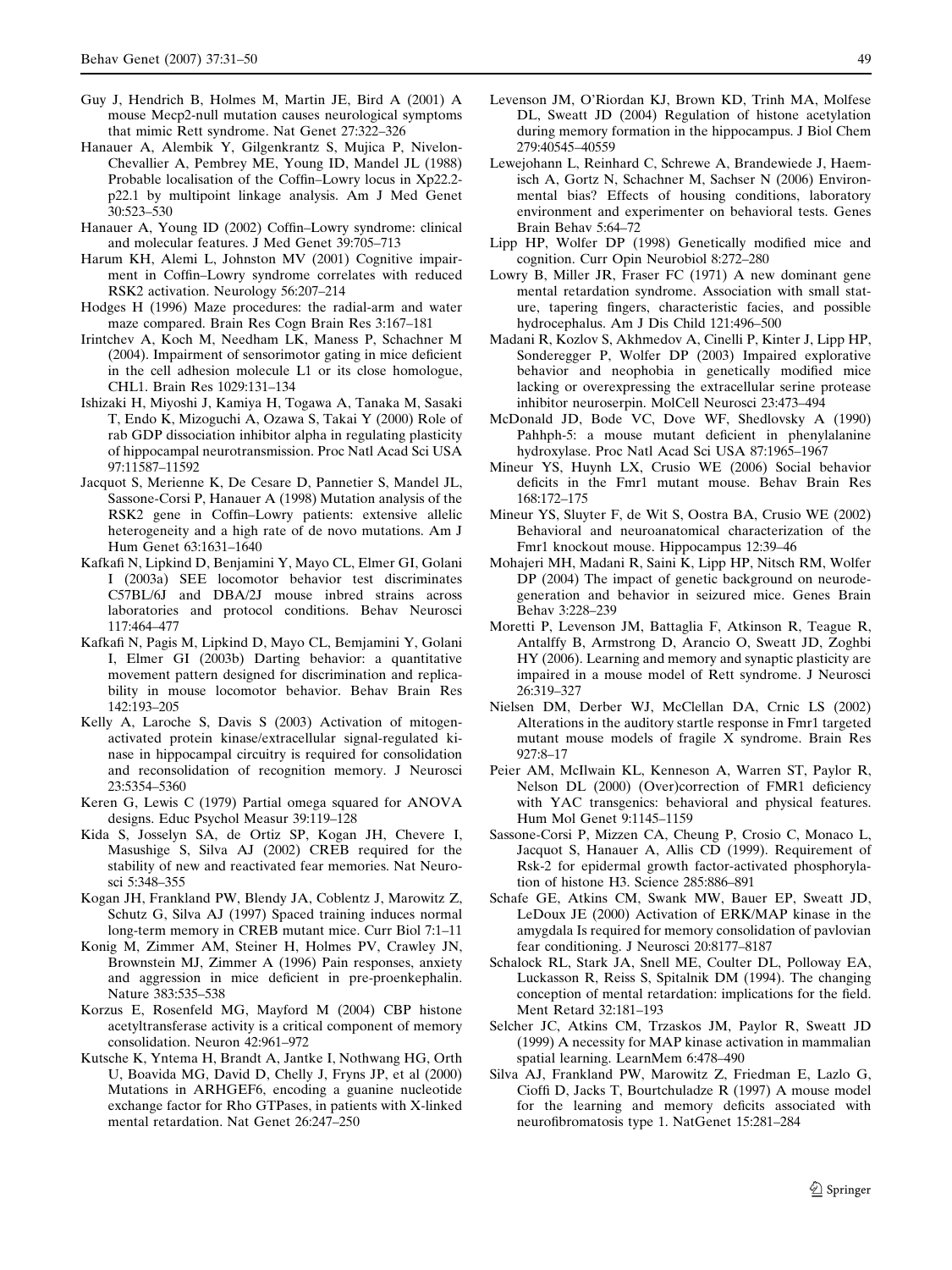Guy J, Hendrich B, Holmes M, Martin JE, Bird A (2001) A mouse Mecp2-null mutation causes neurological symptoms that mimic Rett syndrome. Nat Genet 27:322–326

Hanauer A, Alembik Y, Gilgenkrantz S, Mujica P, Nivelon-Chevallier A, Pembrey ME, Young ID, Mandel JL (1988) Probable localisation of the Coffin–Lowry locus in Xp22.2-p22.1 by multipoint linkage analysis. Am J Med Genet 30:523–530

Hanauer A, Young ID (2002) Coffin–Lowry syndrome: clinical and molecular features. J Med Genet 39:705–713

Harum KH, Alemi L, Johnston MV (2001) Cognitive impairment in Coffin–Lowry syndrome correlates with reduced RSK2 activation. Neurology 56:207–214

Hodges H (1996) Maze procedures: the radial-arm and water maze compared. Brain Res Cogn Brain Res 3:167–181

Irintchev A, Koch M, Needham LK, Maness P, Schachner M (2004). Impairment of sensorimotor gating in mice deficient in the cell adhesion molecule L1 or its close homologue, CHL1. Brain Res 1029:131–134

Ishizaki H, Miyoshi J, Kamiya H, Togawa A, Tanaka M, Sasaki T, Endo K, Mizoguchi A, Ozawa S, Takai Y (2000) Role of rab GDP dissociation inhibitor alpha in regulating plasticity of hippocampal neurotransmission. Proc Natl Acad Sci USA 97:11587–11592

Jacquot S, Merienne K, De Cesare D, Pannetier S, Mandel JL, Sassone-Corsi P, Hanauer A (1998) Mutation analysis of the RSK2 gene in Coffin–Lowry patients: extensive allelic heterogeneity and a high rate of de novo mutations. Am J Hum Genet 63:1631–1640

Kafkafi N, Lipkind D, Benjamini Y, Mayo CL, Elmer GI, Golani I (2003a) SEE locomotor behavior test discriminates C57BL/6J and DBA/2J mouse inbred strains across laboratories and protocol conditions. Behav Neurosci 117:464–477

Kafkafi N, Pagis M, Lipkind D, Mayo CL, Bemjamini Y, Golani I, Elmer GI (2003b) Darting behavior: a quantitative movement pattern designed for discrimination and replicability in mouse locomotor behavior. Behav Brain Res 142:193–205

Kelly A, Laroche S, Davis S (2003) Activation of mitogen-activated protein kinase/extracellular signal-regulated kinase in hippocampal circuitry is required for consolidation and reconsolidation of recognition memory. J Neurosci 23:5354–5360

Keren G, Lewis C (1979) Partial omega squared for ANOVA designs. Educ Psychol Measur 39:119–128

Kida S, Josselyn SA, de Ortiz SP, Kogan JH, Chevere I, Masushige S, Silva AJ (2002) CREB required for the stability of new and reactivated fear memories. Nat Neurosci 5:348–355

Kogan JH, Frankland PW, Blendy JA, Coblentz J, Marowitz Z, Schutz G, Silva AJ (1997) Spaced training induces normal long-term memory in CREB mutant mice. Curr Biol 7:1–11

Konig M, Zimmer AM, Steiner H, Holmes PV, Crawley JN, Brownstein MJ, Zimmer A (1996) Pain responses, anxiety and aggression in mice deficient in pre-proenkephalin. Nature 383:535–538

Korzus E, Rosenfeld MG, Mayford M (2004) CBP histone acetyltransferase activity is a critical component of memory consolidation. Neuron 42:961–972

Kutsche K, Yntema H, Brandt A, Jantke I, Nothwang HG, Orth U, Boavida MG, David D, Chelly J, Fryns JP, et al (2000) Mutations in ARHGEF6, encoding a guanine nucleotide exchange factor for Rho GTPases, in patients with X-linked mental retardation. Nat Genet 26:247–250

Levenson JM, O'Riordan KJ, Brown KD, Trinh MA, Molfese DL, Sweatt JD (2004) Regulation of histone acetylation during memory formation in the hippocampus. J Biol Chem 279:40545–40559

Lewejohann L, Reinhard C, Schrewe A, Brandewiede J, Haemisch A, Gortz N, Schachner M, Sachser N (2006) Environmental bias? Effects of housing conditions, laboratory environment and experimenter on behavioral tests. Genes Brain Behav 5:64–72

Lipp HP, Wolfer DP (1998) Genetically modified mice and cognition. Curr Opin Neurobiol 8:272–280

Lowry B, Miller JR, Fraser FC (1971) A new dominant gene mental retardation syndrome. Association with small stature, tapering fingers, characteristic facies, and possible hydrocephalus. Am J Dis Child 121:496–500

Madani R, Kozlov S, Akhmedov A, Cinelli P, Kinter J, Lipp HP, Sonderegger P, Wolfer DP (2003) Impaired explorative behavior and neophobia in genetically modified mice lacking or overexpressing the extracellular serine protease inhibitor neuroserpin. MolCell Neurosci 23:473–494

McDonald JD, Bode VC, Dove WF, Shedlovsky A (1990) Pahhph-5: a mouse mutant deficient in phenylalanine hydroxylase. Proc Natl Acad Sci USA 87:1965–1967

Mineur YS, Huynh LX, Crusio WE (2006) Social behavior deficits in the Fmr1 mutant mouse. Behav Brain Res 168:172–175

Mineur YS, Sluyter F, de Wit S, Oostra BA, Crusio WE (2002) Behavioral and neuroanatomical characterization of the Fmr1 knockout mouse. Hippocampus 12:39–46

Mohajeri MH, Madani R, Saini K, Lipp HP, Nitsch RM, Wolfer DP (2004) The impact of genetic background on neurodegeneration and behavior in seizured mice. Genes Brain Behav 3:228–239

Moretti P, Levenson JM, Battaglia F, Atkinson R, Teague R, Antalffy B, Armstrong D, Arancio O, Sweatt JD, Zoghbi HY (2006). Learning and memory and synaptic plasticity are impaired in a mouse model of Rett syndrome. J Neurosci 26:319–327

Nielsen DM, Derber WJ, McClellan DA, Crnic LS (2002) Alterations in the auditory startle response in Fmr1 targeted mutant mouse models of fragile X syndrome. Brain Res 927:8–17

Peier AM, McIlwain KL, Kenneson A, Warren ST, Paylor R, Nelson DL (2000) (Over)correction of FMR1 deficiency with YAC transgenics: behavioral and physical features. Hum Mol Genet 9:1145–1159

Sassone-Corsi P, Mizzen CA, Cheung P, Crosio C, Monaco L, Jacquot S, Hanauer A, Allis CD (1999). Requirement of Rsk-2 for epidermal growth factor-activated phosphorylation of histone H3. Science 285:886–891

Schafe GE, Atkins CM, Swank MW, Bauer EP, Sweatt JD, LeDoux JE (2000) Activation of ERK/MAP kinase in the amygdala Is required for memory consolidation of pavlovian fear conditioning. J Neurosci 20:8177–8187

Schalock RL, Stark JA, Snell ME, Coulter DL, Polloway EA, Luckasson R, Reiss S, Spitalnik DM (1994). The changing conception of mental retardation: implications for the field. Ment Retard 32:181–193

Selcher JC, Atkins CM, Trzaskos JM, Paylor R, Sweatt JD (1999) A necessity for MAP kinase activation in mammalian spatial learning. LearnMem 6:478–490

Silva AJ, Frankland PW, Marowitz Z, Friedman E, Lazlo G, Cioffi D, Jacks T, Bourtchuladze R (1997) A mouse model for the learning and memory deficits associated with neurofibromatosis type 1. NatGenet 15:281–284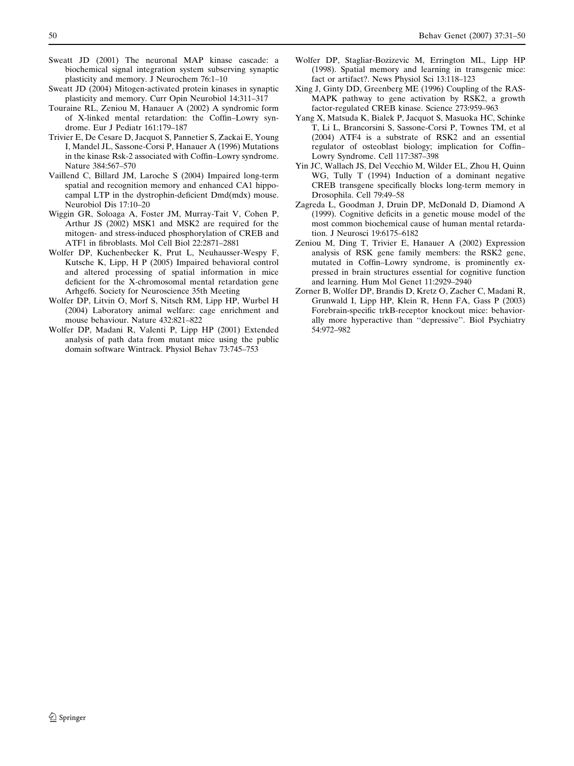Sweatt JD (2001) The neuronal MAP kinase cascade: a biochemical signal integration system subserving synaptic plasticity and memory. J Neurochem 76:1–10

Sweatt JD (2004) Mitogen-activated protein kinases in synaptic plasticity and memory. Curr Opin Neurobiol 14:311–317

Touraine RL, Zeniou M, Hanauer A (2002) A syndromic form of X-linked mental retardation: the Coffin–Lowry syndrome. Eur J Pediatr 161:179–187

Trivier E, De Cesare D, Jacquot S, Pannetier S, Zackai E, Young I, Mandel JL, Sassone-Corsi P, Hanauer A (1996) Mutations in the kinase Rsk-2 associated with Coffin–Lowry syndrome. Nature 384:567–570

Vaillend C, Billard JM, Laroche S (2004) Impaired long-term spatial and recognition memory and enhanced CA1 hippocampal LTP in the dystrophin-deficient Dmd(mdx) mouse. Neurobiol Dis 17:10–20

Wiggin GR, Soloaga A, Foster JM, Murray-Tait V, Cohen P, Arthur JS (2002) MSK1 and MSK2 are required for the mitogen- and stress-induced phosphorylation of CREB and ATF1 in fibroblasts. Mol Cell Biol 22:2871–2881

Wolfer DP, Kuchenbecker K, Prut L, Neuhausser-Wespy F, Kutsche K, Lipp, H P (2005) Impaired behavioral control and altered processing of spatial information in mice deficient for the X-chromosomal mental retardation gene Arhgef6. Society for Neuroscience 35th Meeting

Wolfer DP, Litvin O, Morf S, Nitsch RM, Lipp HP, Wurbel H (2004) Laboratory animal welfare: cage enrichment and mouse behaviour. Nature 432:821–822

Wolfer DP, Madani R, Valenti P, Lipp HP (2001) Extended analysis of path data from mutant mice using the public domain software Wintrack. Physiol Behav 73:745–753

Wolfer DP, Stagliar-Bozizevic M, Errington ML, Lipp HP (1998). Spatial memory and learning in transgenic mice: fact or artifact?. News Physiol Sci 13:118–123

Xing J, Ginty DD, Greenberg ME (1996) Coupling of the RAS-MAPK pathway to gene activation by RSK2, a growth factor-regulated CREB kinase. Science 273:959–963

Yang X, Matsuda K, Bialek P, Jacquot S, Masuoka HC, Schinke T, Li L, Brancorsini S, Sassone-Corsi P, Townes TM, et al (2004) ATF4 is a substrate of RSK2 and an essential regulator of osteoblast biology; implication for Coffin–Lowry Syndrome. Cell 117:387–398

Yin JC, Wallach JS, Del Vecchio M, Wilder EL, Zhou H, Quinn WG, Tully T (1994) Induction of a dominant negative CREB transgene specifically blocks long-term memory in Drosophila. Cell 79:49–58

Zagreda L, Goodman J, Druin DP, McDonald D, Diamond A (1999). Cognitive deficits in a genetic mouse model of the most common biochemical cause of human mental retardation. J Neurosci 19:6175–6182

Zeniou M, Ding T, Trivier E, Hanauer A (2002) Expression analysis of RSK gene family members: the RSK2 gene, mutated in Coffin–Lowry syndrome, is prominently expressed in brain structures essential for cognitive function and learning. Hum Mol Genet 11:2929–2940

Zorner B, Wolfer DP, Brandis D, Kretz O, Zacher C, Madani R, Grunwald I, Lipp HP, Klein R, Henn FA, Gass P (2003) Forebrain-specific trkB-receptor knockout mice: behaviorally more hyperactive than ''depressive''. Biol Psychiatry 54:972–982